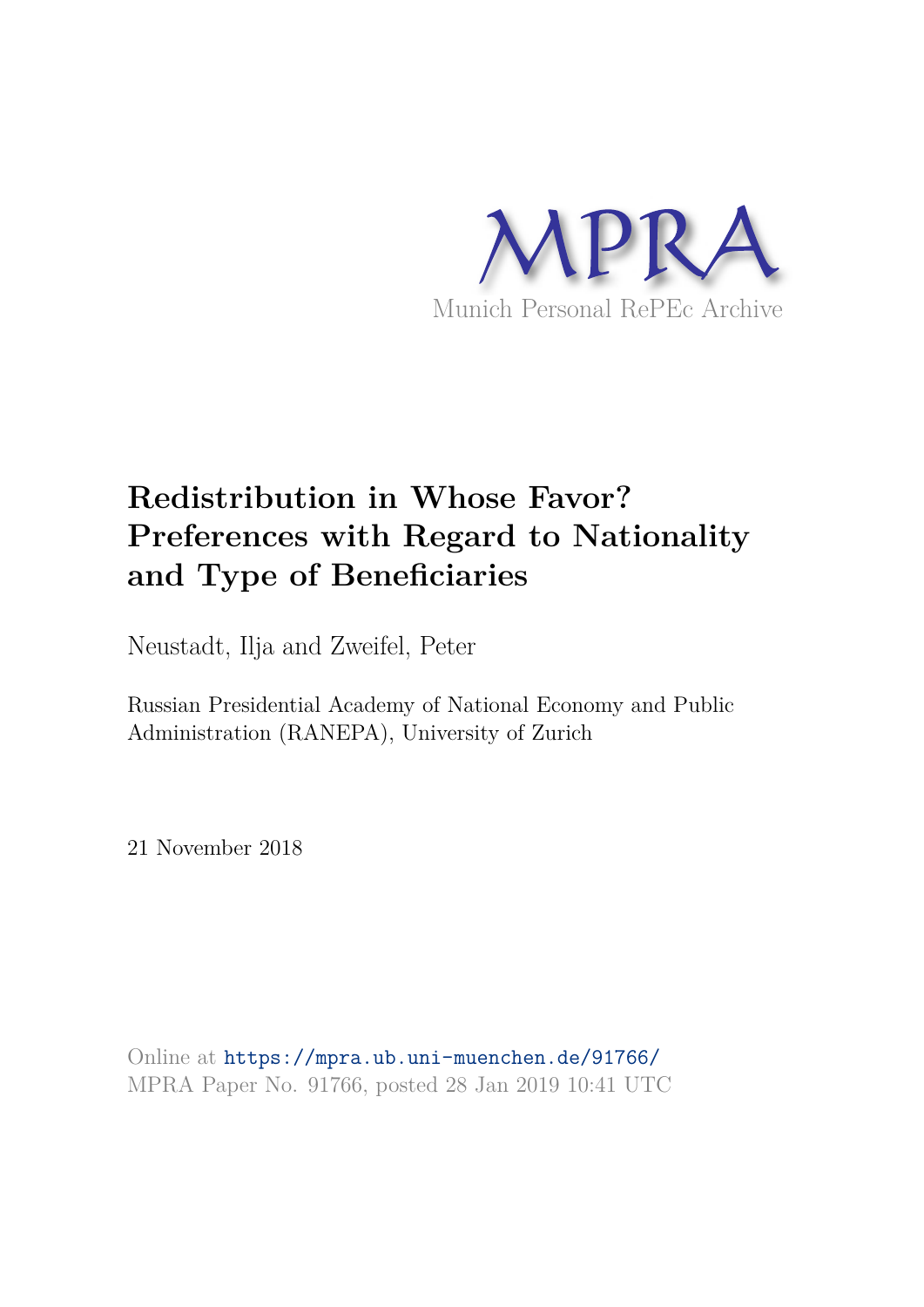MPRA

Munich Personal RePEc Archive

# Redistribution in Whose Favor? Preferences with Regard to Nationality and Type of Beneficiaries

Neustadt, Ilja and Zweifel, Peter

Russian Presidential Academy of National Economy and Public Administration (RANEPA), University of Zurich

21 November 2018

Online at https://mpra.ub.uni-muenchen.de/91766/
MPRA Paper No. 91766, posted 28 Jan 2019 10:41 UTC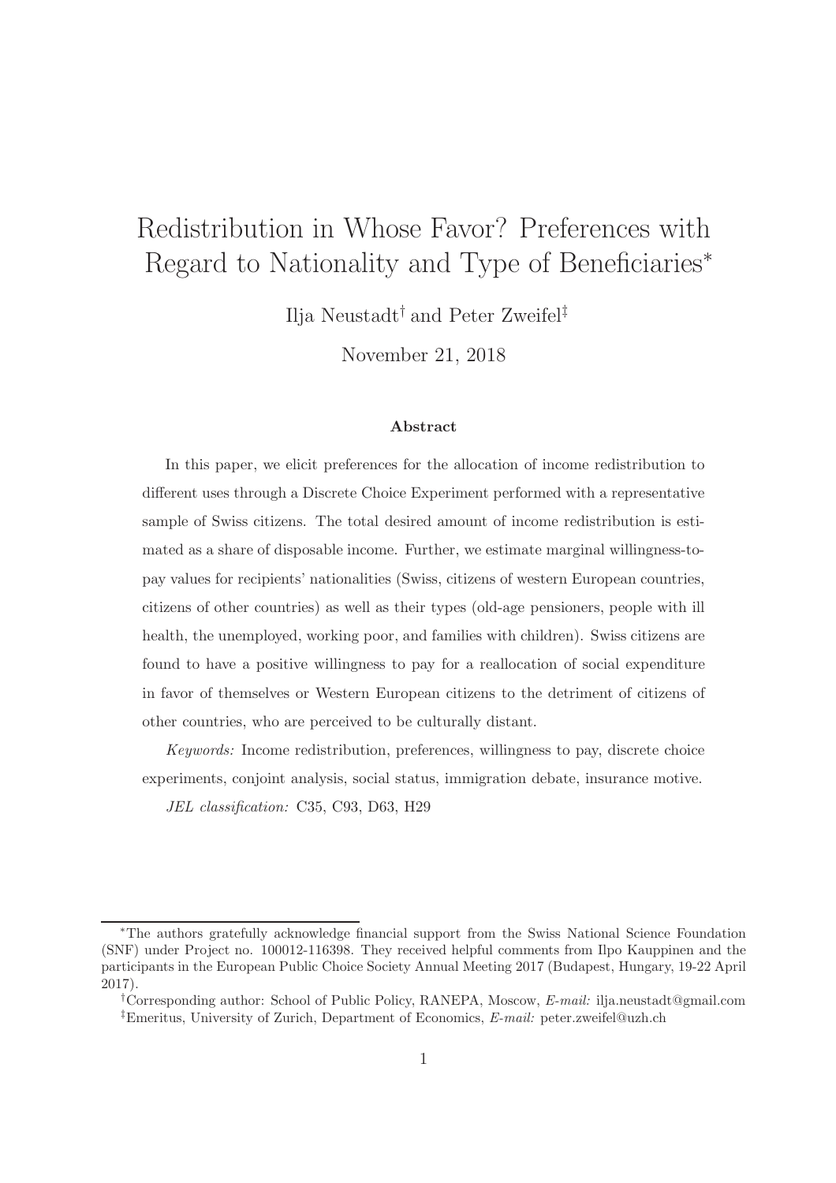# Redistribution in Whose Favor? Preferences with Regard to Nationality and Type of Beneficiaries*

Ilja Neustadt[†] and Peter Zweifel[‡]

November 21, 2018

### Abstract

In this paper, we elicit preferences for the allocation of income redistribution to different uses through a Discrete Choice Experiment performed with a representative sample of Swiss citizens. The total desired amount of income redistribution is estimated as a share of disposable income. Further, we estimate marginal willingness-to-pay values for recipients' nationalities (Swiss, citizens of western European countries, citizens of other countries) as well as their types (old-age pensioners, people with ill health, the unemployed, working poor, and families with children). Swiss citizens are found to have a positive willingness to pay for a reallocation of social expenditure in favor of themselves or Western European citizens to the detriment of citizens of other countries, who are perceived to be culturally distant.

*Keywords:* Income redistribution, preferences, willingness to pay, discrete choice experiments, conjoint analysis, social status, immigration debate, insurance motive.

*JEL classification:* C35, C93, D63, H29

---

*The authors gratefully acknowledge financial support from the Swiss National Science Foundation (SNF) under Project no. 100012-116398. They received helpful comments from Ilpo Kauppinen and the participants in the European Public Choice Society Annual Meeting 2017 (Budapest, Hungary, 19-22 April 2017).

[†]Corresponding author: School of Public Policy, RANEPA, Moscow, *E-mail:* ilja.neustadt@gmail.com

[‡]Emeritus, University of Zurich, Department of Economics, *E-mail:* peter.zweifel@uzh.ch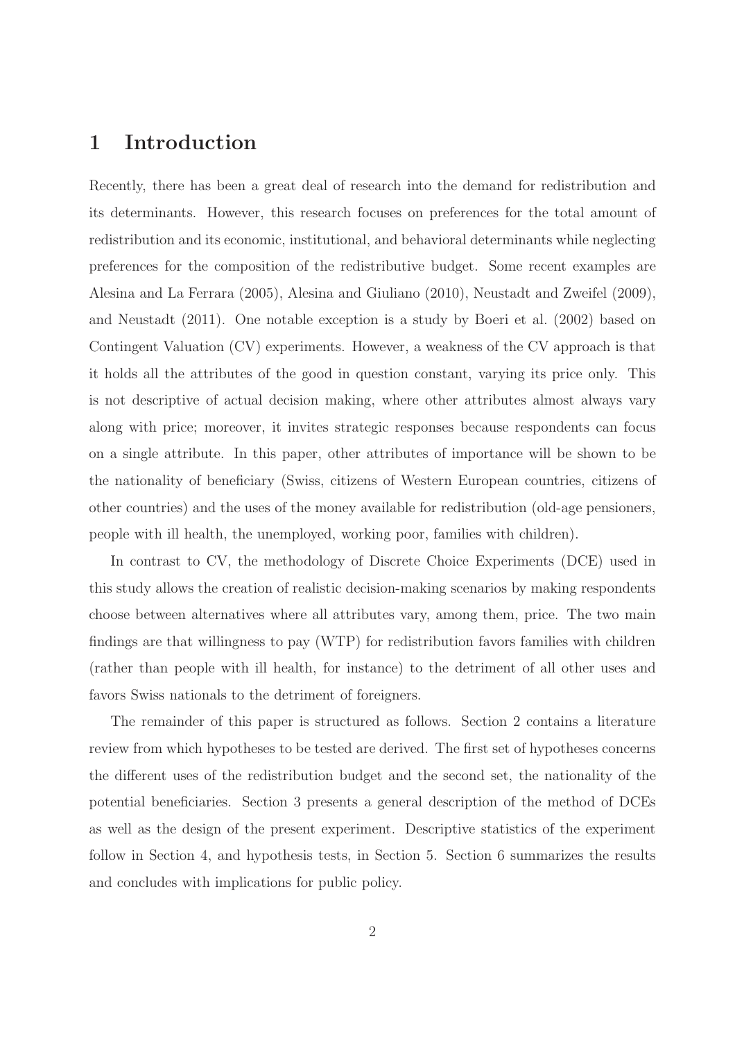# 1 Introduction

Recently, there has been a great deal of research into the demand for redistribution and its determinants. However, this research focuses on preferences for the total amount of redistribution and its economic, institutional, and behavioral determinants while neglecting preferences for the composition of the redistributive budget. Some recent examples are Alesina and La Ferrara (2005), Alesina and Giuliano (2010), Neustadt and Zweifel (2009), and Neustadt (2011). One notable exception is a study by Boeri et al. (2002) based on Contingent Valuation (CV) experiments. However, a weakness of the CV approach is that it holds all the attributes of the good in question constant, varying its price only. This is not descriptive of actual decision making, where other attributes almost always vary along with price; moreover, it invites strategic responses because respondents can focus on a single attribute. In this paper, other attributes of importance will be shown to be the nationality of beneficiary (Swiss, citizens of Western European countries, citizens of other countries) and the uses of the money available for redistribution (old-age pensioners, people with ill health, the unemployed, working poor, families with children).

In contrast to CV, the methodology of Discrete Choice Experiments (DCE) used in this study allows the creation of realistic decision-making scenarios by making respondents choose between alternatives where all attributes vary, among them, price. The two main findings are that willingness to pay (WTP) for redistribution favors families with children (rather than people with ill health, for instance) to the detriment of all other uses and favors Swiss nationals to the detriment of foreigners.

The remainder of this paper is structured as follows. Section 2 contains a literature review from which hypotheses to be tested are derived. The first set of hypotheses concerns the different uses of the redistribution budget and the second set, the nationality of the potential beneficiaries. Section 3 presents a general description of the method of DCEs as well as the design of the present experiment. Descriptive statistics of the experiment follow in Section 4, and hypothesis tests, in Section 5. Section 6 summarizes the results and concludes with implications for public policy.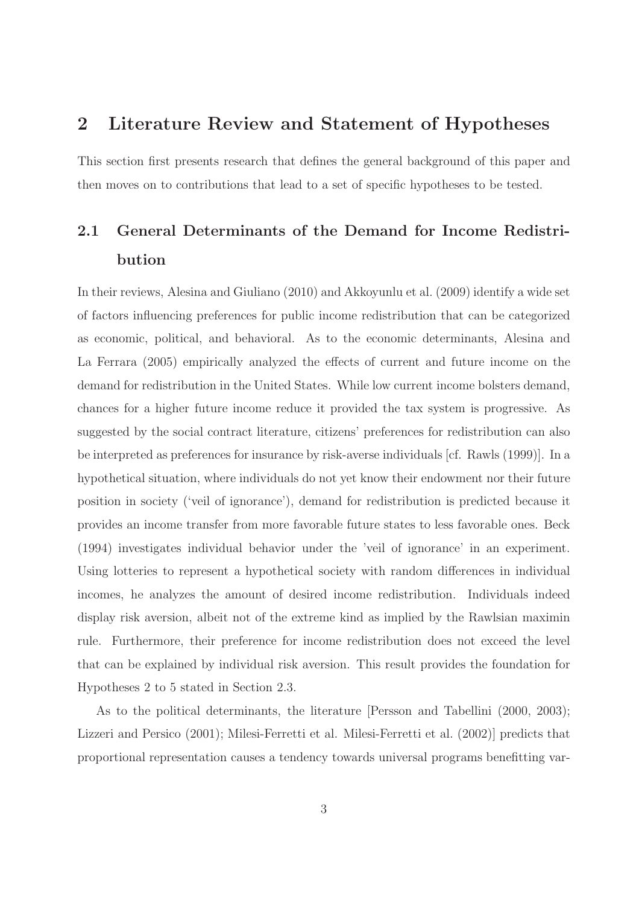## 2 Literature Review and Statement of Hypotheses

This section first presents research that defines the general background of this paper and then moves on to contributions that lead to a set of specific hypotheses to be tested.

### 2.1 General Determinants of the Demand for Income Redistribution

In their reviews, Alesina and Giuliano (2010) and Akkoyunlu et al. (2009) identify a wide set of factors influencing preferences for public income redistribution that can be categorized as economic, political, and behavioral. As to the economic determinants, Alesina and La Ferrara (2005) empirically analyzed the effects of current and future income on the demand for redistribution in the United States. While low current income bolsters demand, chances for a higher future income reduce it provided the tax system is progressive. As suggested by the social contract literature, citizens' preferences for redistribution can also be interpreted as preferences for insurance by risk-averse individuals [cf. Rawls (1999)]. In a hypothetical situation, where individuals do not yet know their endowment nor their future position in society ('veil of ignorance'), demand for redistribution is predicted because it provides an income transfer from more favorable future states to less favorable ones. Beck (1994) investigates individual behavior under the 'veil of ignorance' in an experiment. Using lotteries to represent a hypothetical society with random differences in individual incomes, he analyzes the amount of desired income redistribution. Individuals indeed display risk aversion, albeit not of the extreme kind as implied by the Rawlsian maximin rule. Furthermore, their preference for income redistribution does not exceed the level that can be explained by individual risk aversion. This result provides the foundation for Hypotheses 2 to 5 stated in Section 2.3.

As to the political determinants, the literature [Persson and Tabellini (2000, 2003); Lizzeri and Persico (2001); Milesi-Ferretti et al. Milesi-Ferretti et al. (2002)] predicts that proportional representation causes a tendency towards universal programs benefitting var-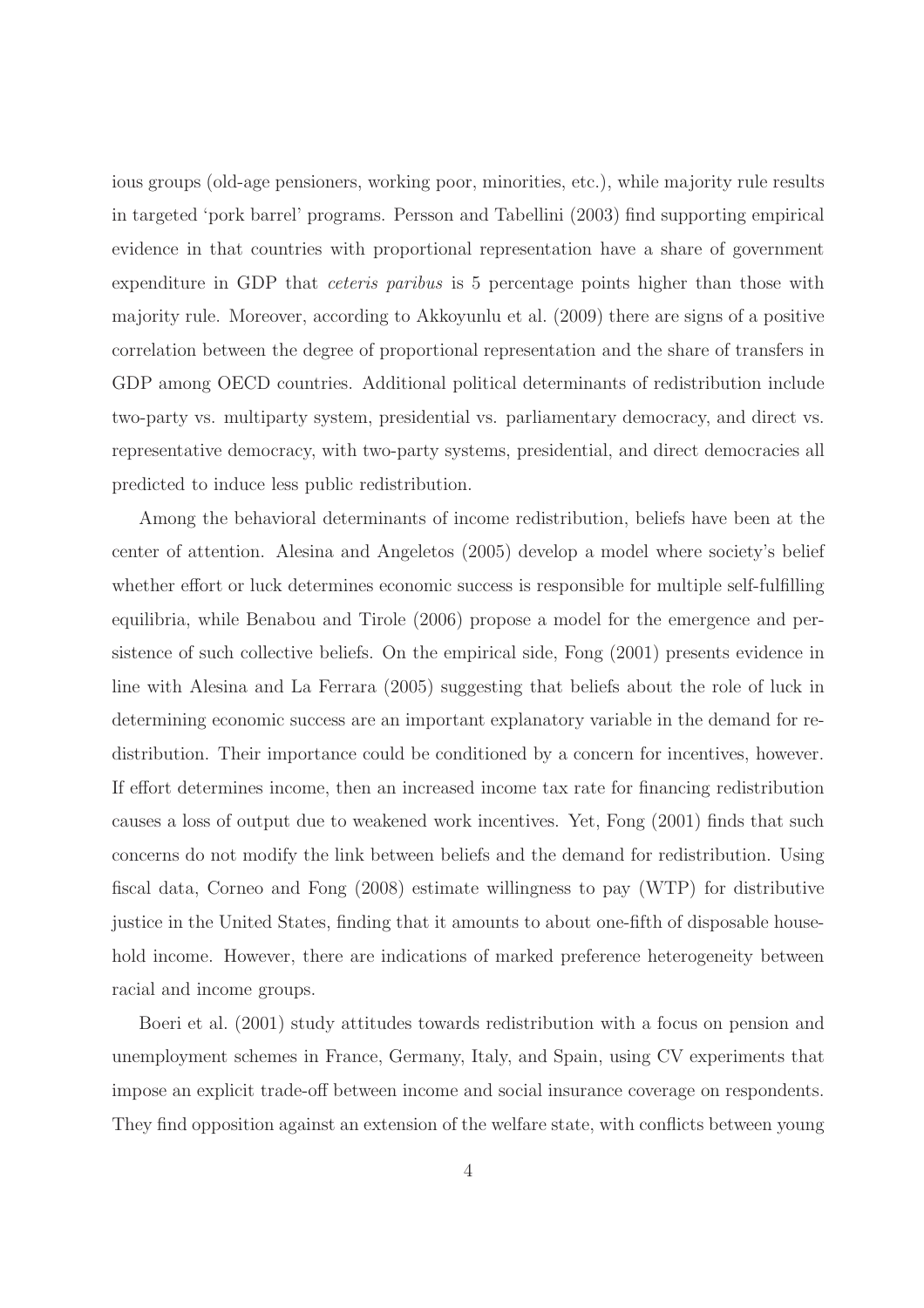ious groups (old-age pensioners, working poor, minorities, etc.), while majority rule results in targeted 'pork barrel' programs. Persson and Tabellini (2003) find supporting empirical evidence in that countries with proportional representation have a share of government expenditure in GDP that *ceteris paribus* is 5 percentage points higher than those with majority rule. Moreover, according to Akkoyunlu et al. (2009) there are signs of a positive correlation between the degree of proportional representation and the share of transfers in GDP among OECD countries. Additional political determinants of redistribution include two-party vs. multiparty system, presidential vs. parliamentary democracy, and direct vs. representative democracy, with two-party systems, presidential, and direct democracies all predicted to induce less public redistribution.

Among the behavioral determinants of income redistribution, beliefs have been at the center of attention. Alesina and Angeletos (2005) develop a model where society's belief whether effort or luck determines economic success is responsible for multiple self-fulfilling equilibria, while Benabou and Tirole (2006) propose a model for the emergence and persistence of such collective beliefs. On the empirical side, Fong (2001) presents evidence in line with Alesina and La Ferrara (2005) suggesting that beliefs about the role of luck in determining economic success are an important explanatory variable in the demand for redistribution. Their importance could be conditioned by a concern for incentives, however. If effort determines income, then an increased income tax rate for financing redistribution causes a loss of output due to weakened work incentives. Yet, Fong (2001) finds that such concerns do not modify the link between beliefs and the demand for redistribution. Using fiscal data, Corneo and Fong (2008) estimate willingness to pay (WTP) for distributive justice in the United States, finding that it amounts to about one-fifth of disposable household income. However, there are indications of marked preference heterogeneity between racial and income groups.

Boeri et al. (2001) study attitudes towards redistribution with a focus on pension and unemployment schemes in France, Germany, Italy, and Spain, using CV experiments that impose an explicit trade-off between income and social insurance coverage on respondents. They find opposition against an extension of the welfare state, with conflicts between young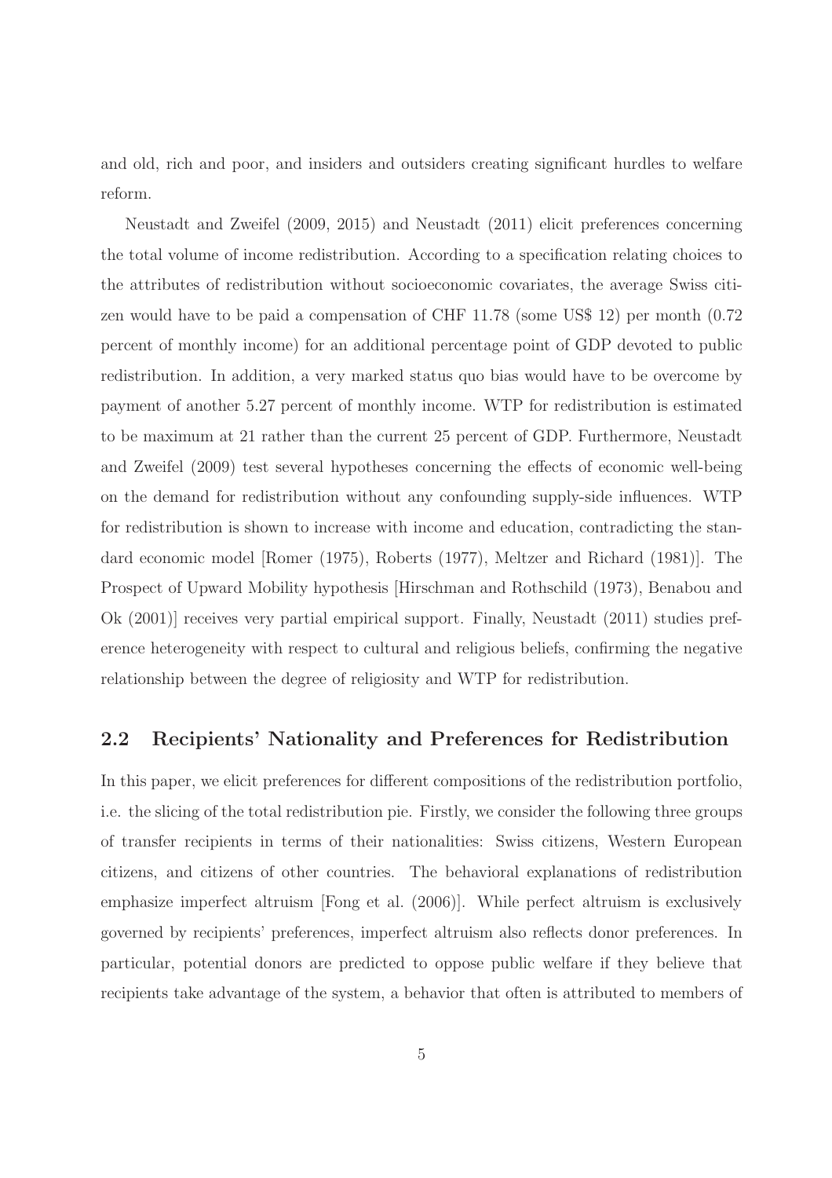and old, rich and poor, and insiders and outsiders creating significant hurdles to welfare reform.

Neustadt and Zweifel (2009, 2015) and Neustadt (2011) elicit preferences concerning the total volume of income redistribution. According to a specification relating choices to the attributes of redistribution without socioeconomic covariates, the average Swiss citizen would have to be paid a compensation of CHF 11.78 (some US$ 12) per month (0.72 percent of monthly income) for an additional percentage point of GDP devoted to public redistribution. In addition, a very marked status quo bias would have to be overcome by payment of another 5.27 percent of monthly income. WTP for redistribution is estimated to be maximum at 21 rather than the current 25 percent of GDP. Furthermore, Neustadt and Zweifel (2009) test several hypotheses concerning the effects of economic well-being on the demand for redistribution without any confounding supply-side influences. WTP for redistribution is shown to increase with income and education, contradicting the standard economic model [Romer (1975), Roberts (1977), Meltzer and Richard (1981)]. The Prospect of Upward Mobility hypothesis [Hirschman and Rothschild (1973), Benabou and Ok (2001)] receives very partial empirical support. Finally, Neustadt (2011) studies preference heterogeneity with respect to cultural and religious beliefs, confirming the negative relationship between the degree of religiosity and WTP for redistribution.

## 2.2 Recipients' Nationality and Preferences for Redistribution

In this paper, we elicit preferences for different compositions of the redistribution portfolio, i.e. the slicing of the total redistribution pie. Firstly, we consider the following three groups of transfer recipients in terms of their nationalities: Swiss citizens, Western European citizens, and citizens of other countries. The behavioral explanations of redistribution emphasize imperfect altruism [Fong et al. (2006)]. While perfect altruism is exclusively governed by recipients' preferences, imperfect altruism also reflects donor preferences. In particular, potential donors are predicted to oppose public welfare if they believe that recipients take advantage of the system, a behavior that often is attributed to members of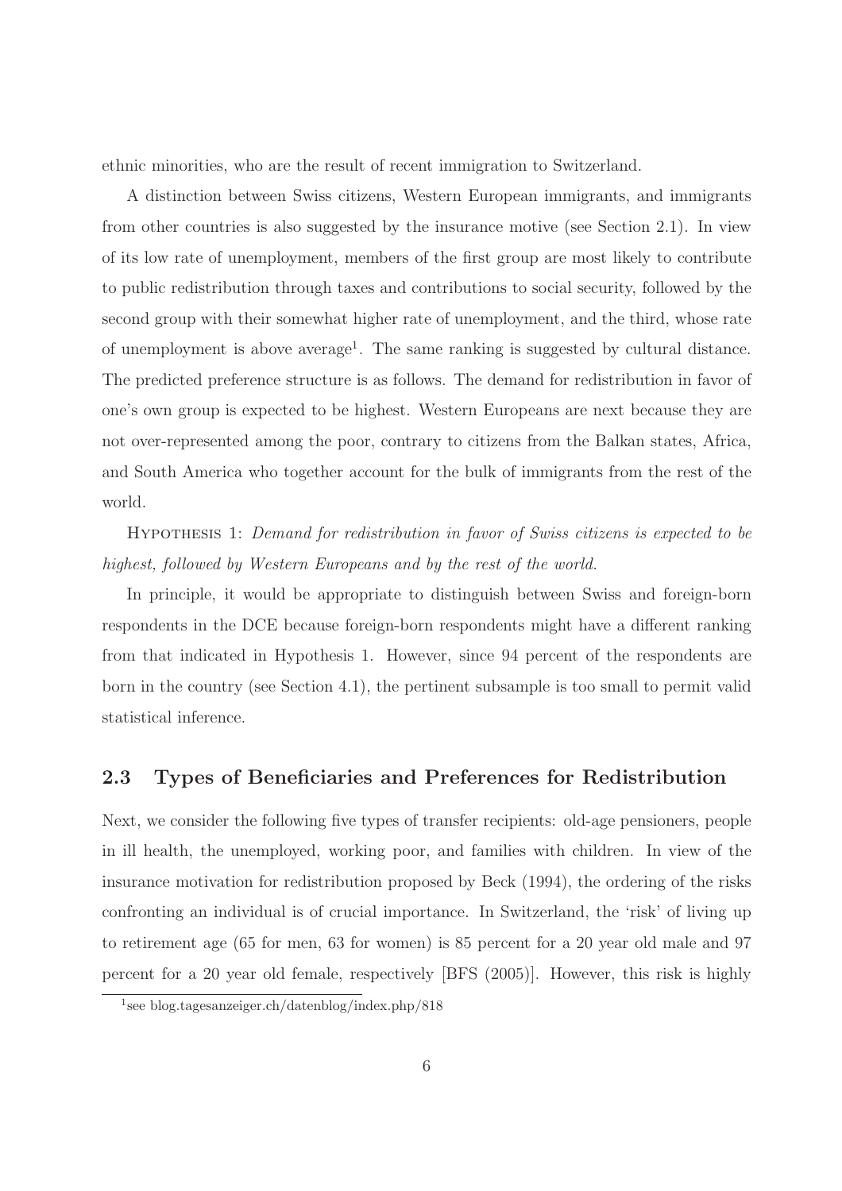ethnic minorities, who are the result of recent immigration to Switzerland.

A distinction between Swiss citizens, Western European immigrants, and immigrants from other countries is also suggested by the insurance motive (see Section 2.1). In view of its low rate of unemployment, members of the first group are most likely to contribute to public redistribution through taxes and contributions to social security, followed by the second group with their somewhat higher rate of unemployment, and the third, whose rate of unemployment is above average[1]. The same ranking is suggested by cultural distance. The predicted preference structure is as follows. The demand for redistribution in favor of one's own group is expected to be highest. Western Europeans are next because they are not over-represented among the poor, contrary to citizens from the Balkan states, Africa, and South America who together account for the bulk of immigrants from the rest of the world.

HYPOTHESIS 1: *Demand for redistribution in favor of Swiss citizens is expected to be highest, followed by Western Europeans and by the rest of the world.*

In principle, it would be appropriate to distinguish between Swiss and foreign-born respondents in the DCE because foreign-born respondents might have a different ranking from that indicated in Hypothesis 1. However, since 94 percent of the respondents are born in the country (see Section 4.1), the pertinent subsample is too small to permit valid statistical inference.

## 2.3 Types of Beneficiaries and Preferences for Redistribution

Next, we consider the following five types of transfer recipients: old-age pensioners, people in ill health, the unemployed, working poor, and families with children. In view of the insurance motivation for redistribution proposed by Beck (1994), the ordering of the risks confronting an individual is of crucial importance. In Switzerland, the 'risk' of living up to retirement age (65 for men, 63 for women) is 85 percent for a 20 year old male and 97 percent for a 20 year old female, respectively [BFS (2005)]. However, this risk is highly

[1]see blog.tagesanzeiger.ch/datenblog/index.php/818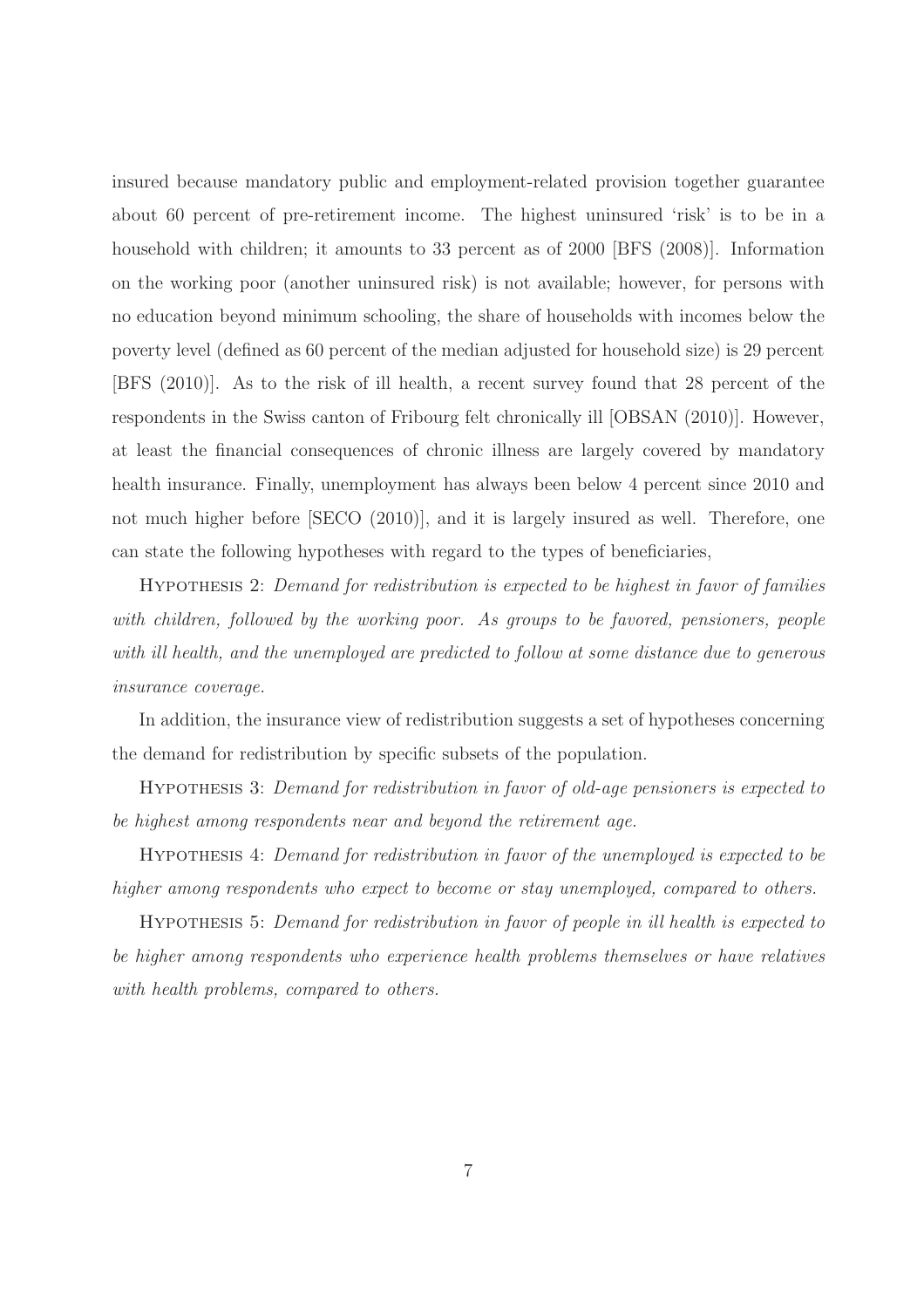insured because mandatory public and employment-related provision together guarantee about 60 percent of pre-retirement income. The highest uninsured 'risk' is to be in a household with children; it amounts to 33 percent as of 2000 [BFS (2008)]. Information on the working poor (another uninsured risk) is not available; however, for persons with no education beyond minimum schooling, the share of households with incomes below the poverty level (defined as 60 percent of the median adjusted for household size) is 29 percent [BFS (2010)]. As to the risk of ill health, a recent survey found that 28 percent of the respondents in the Swiss canton of Fribourg felt chronically ill [OBSAN (2010)]. However, at least the financial consequences of chronic illness are largely covered by mandatory health insurance. Finally, unemployment has always been below 4 percent since 2010 and not much higher before [SECO (2010)], and it is largely insured as well. Therefore, one can state the following hypotheses with regard to the types of beneficiaries,

HYPOTHESIS 2: *Demand for redistribution is expected to be highest in favor of families with children, followed by the working poor. As groups to be favored, pensioners, people with ill health, and the unemployed are predicted to follow at some distance due to generous insurance coverage.*

In addition, the insurance view of redistribution suggests a set of hypotheses concerning the demand for redistribution by specific subsets of the population.

HYPOTHESIS 3: *Demand for redistribution in favor of old-age pensioners is expected to be highest among respondents near and beyond the retirement age.*

HYPOTHESIS 4: *Demand for redistribution in favor of the unemployed is expected to be higher among respondents who expect to become or stay unemployed, compared to others.*

HYPOTHESIS 5: *Demand for redistribution in favor of people in ill health is expected to be higher among respondents who experience health problems themselves or have relatives with health problems, compared to others.*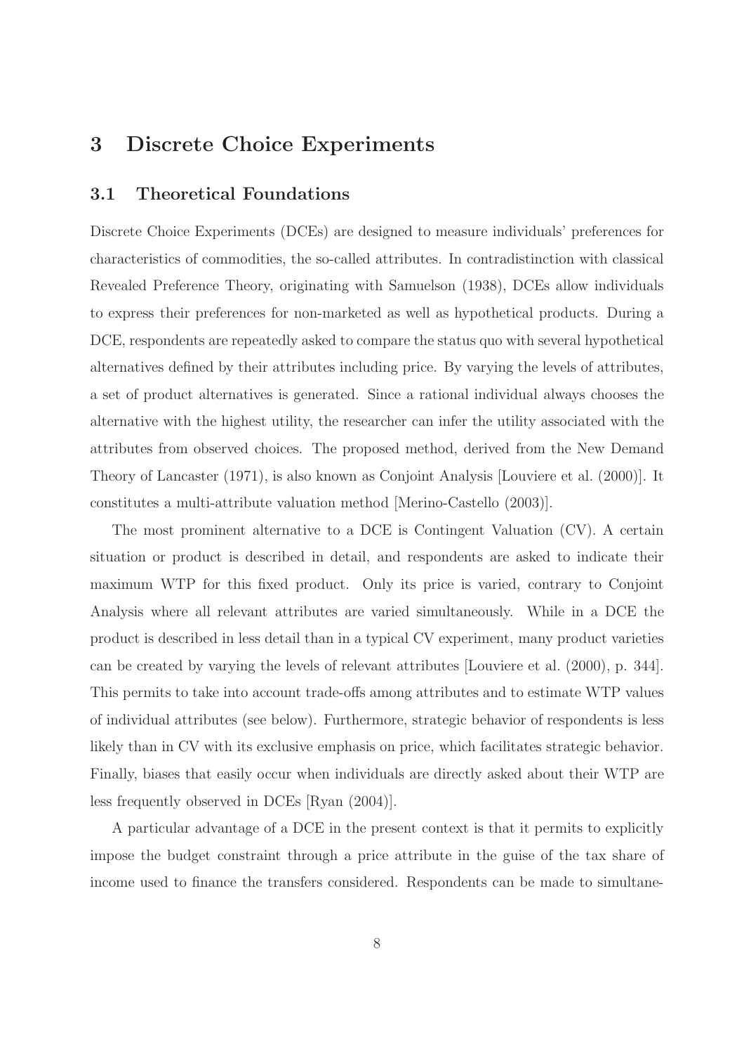# 3 Discrete Choice Experiments

## 3.1 Theoretical Foundations

Discrete Choice Experiments (DCEs) are designed to measure individuals' preferences for characteristics of commodities, the so-called attributes. In contradistinction with classical Revealed Preference Theory, originating with Samuelson (1938), DCEs allow individuals to express their preferences for non-marketed as well as hypothetical products. During a DCE, respondents are repeatedly asked to compare the status quo with several hypothetical alternatives defined by their attributes including price. By varying the levels of attributes, a set of product alternatives is generated. Since a rational individual always chooses the alternative with the highest utility, the researcher can infer the utility associated with the attributes from observed choices. The proposed method, derived from the New Demand Theory of Lancaster (1971), is also known as Conjoint Analysis [Louviere et al. (2000)]. It constitutes a multi-attribute valuation method [Merino-Castello (2003)].

The most prominent alternative to a DCE is Contingent Valuation (CV). A certain situation or product is described in detail, and respondents are asked to indicate their maximum WTP for this fixed product. Only its price is varied, contrary to Conjoint Analysis where all relevant attributes are varied simultaneously. While in a DCE the product is described in less detail than in a typical CV experiment, many product varieties can be created by varying the levels of relevant attributes [Louviere et al. (2000), p. 344]. This permits to take into account trade-offs among attributes and to estimate WTP values of individual attributes (see below). Furthermore, strategic behavior of respondents is less likely than in CV with its exclusive emphasis on price, which facilitates strategic behavior. Finally, biases that easily occur when individuals are directly asked about their WTP are less frequently observed in DCEs [Ryan (2004)].

A particular advantage of a DCE in the present context is that it permits to explicitly impose the budget constraint through a price attribute in the guise of the tax share of income used to finance the transfers considered. Respondents can be made to simultane-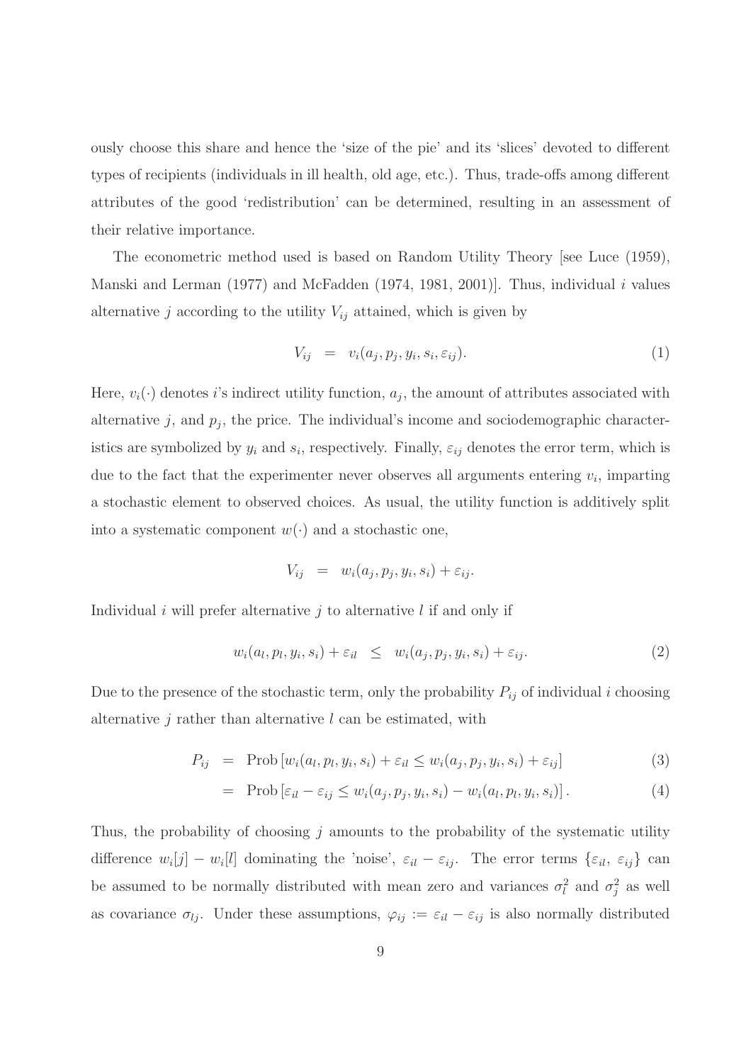ously choose this share and hence the 'size of the pie' and its 'slices' devoted to different types of recipients (individuals in ill health, old age, etc.). Thus, trade-offs among different attributes of the good 'redistribution' can be determined, resulting in an assessment of their relative importance.

The econometric method used is based on Random Utility Theory [see Luce (1959), Manski and Lerman (1977) and McFadden (1974, 1981, 2001)]. Thus, individual $i$ values alternative $j$ according to the utility $V_{ij}$ attained, which is given by

$$V_{ij} \;=\; v_i(a_j, p_j, y_i, s_i, \varepsilon_{ij}). \tag{1}$$

Here, $v_i(\cdot)$ denotes $i$'s indirect utility function, $a_j$, the amount of attributes associated with alternative $j$, and $p_j$, the price. The individual's income and sociodemographic characteristics are symbolized by $y_i$ and $s_i$, respectively. Finally, $\varepsilon_{ij}$ denotes the error term, which is due to the fact that the experimenter never observes all arguments entering $v_i$, imparting a stochastic element to observed choices. As usual, the utility function is additively split into a systematic component $w(\cdot)$ and a stochastic one,

$$V_{ij} \;=\; w_i(a_j, p_j, y_i, s_i) + \varepsilon_{ij}.$$

Individual $i$ will prefer alternative $j$ to alternative $l$ if and only if

$$w_i(a_l, p_l, y_i, s_i) + \varepsilon_{il} \;\leq\; w_i(a_j, p_j, y_i, s_i) + \varepsilon_{ij}. \tag{2}$$

Due to the presence of the stochastic term, only the probability $P_{ij}$ of individual $i$ choosing alternative $j$ rather than alternative $l$ can be estimated, with

$$P_{ij} \;=\; \text{Prob}\left[w_i(a_l, p_l, y_i, s_i) + \varepsilon_{il} \leq w_i(a_j, p_j, y_i, s_i) + \varepsilon_{ij}\right] \tag{3}$$

$$\;=\; \text{Prob}\left[\varepsilon_{il} - \varepsilon_{ij} \leq w_i(a_j, p_j, y_i, s_i) - w_i(a_l, p_l, y_i, s_i)\right]. \tag{4}$$

Thus, the probability of choosing $j$ amounts to the probability of the systematic utility difference $w_i[j] - w_i[l]$ dominating the 'noise', $\varepsilon_{il} - \varepsilon_{ij}$. The error terms $\{\varepsilon_{il},\ \varepsilon_{ij}\}$ can be assumed to be normally distributed with mean zero and variances $\sigma_l^2$ and $\sigma_j^2$ as well as covariance $\sigma_{lj}$. Under these assumptions, $\varphi_{ij} := \varepsilon_{il} - \varepsilon_{ij}$ is also normally distributed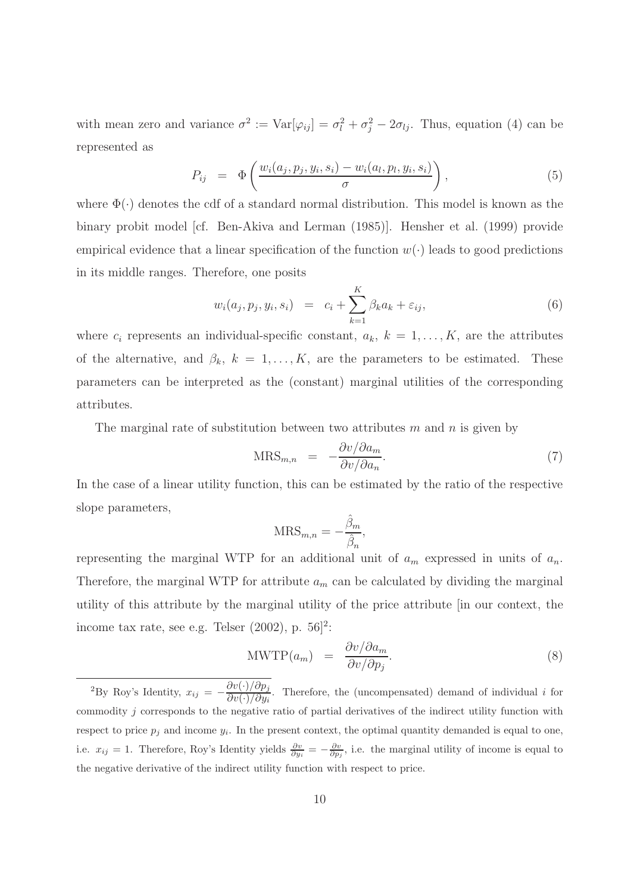with mean zero and variance $\sigma^2 := \text{Var}[\varphi_{ij}] = \sigma_l^2 + \sigma_j^2 - 2\sigma_{lj}$. Thus, equation (4) can be represented as

$$P_{ij} \;\; = \;\; \Phi\left(\frac{w_i(a_j, p_j, y_i, s_i) - w_i(a_l, p_l, y_i, s_i)}{\sigma}\right), \tag{5}$$

where $\Phi(\cdot)$ denotes the cdf of a standard normal distribution. This model is known as the binary probit model [cf. Ben-Akiva and Lerman (1985)]. Hensher et al. (1999) provide empirical evidence that a linear specification of the function $w(\cdot)$ leads to good predictions in its middle ranges. Therefore, one posits

$$w_i(a_j, p_j, y_i, s_i) \;\; = \;\; c_i + \sum_{k=1}^{K} \beta_k a_k + \varepsilon_{ij}, \tag{6}$$

where $c_i$ represents an individual-specific constant, $a_k$, $k = 1, \ldots, K$, are the attributes of the alternative, and $\beta_k$, $k = 1, \ldots, K$, are the parameters to be estimated. These parameters can be interpreted as the (constant) marginal utilities of the corresponding attributes.

The marginal rate of substitution between two attributes $m$ and $n$ is given by

$$\text{MRS}_{m,n} \;\; = \;\; -\frac{\partial v / \partial a_m}{\partial v / \partial a_n}. \tag{7}$$

In the case of a linear utility function, this can be estimated by the ratio of the respective slope parameters,

$$\text{MRS}_{m,n} = -\frac{\hat{\beta}_m}{\hat{\beta}_n},$$

representing the marginal WTP for an additional unit of $a_m$ expressed in units of $a_n$. Therefore, the marginal WTP for attribute $a_m$ can be calculated by dividing the marginal utility of this attribute by the marginal utility of the price attribute [in our context, the income tax rate, see e.g. Telser (2002), p. 56][2]:

$$\text{MWTP}(a_m) \;\; = \;\; \frac{\partial v / \partial a_m}{\partial v / \partial p_j}. \tag{8}$$

---

[2]By Roy's Identity, $x_{ij} = -\dfrac{\partial v(\cdot)/\partial p_j}{\partial v(\cdot)/\partial y_i}$. Therefore, the (uncompensated) demand of individual $i$ for commodity $j$ corresponds to the negative ratio of partial derivatives of the indirect utility function with respect to price $p_j$ and income $y_i$. In the present context, the optimal quantity demanded is equal to one, i.e. $x_{ij} = 1$. Therefore, Roy's Identity yields $\frac{\partial v}{\partial y_i} = -\frac{\partial v}{\partial p_j}$, i.e. the marginal utility of income is equal to the negative derivative of the indirect utility function with respect to price.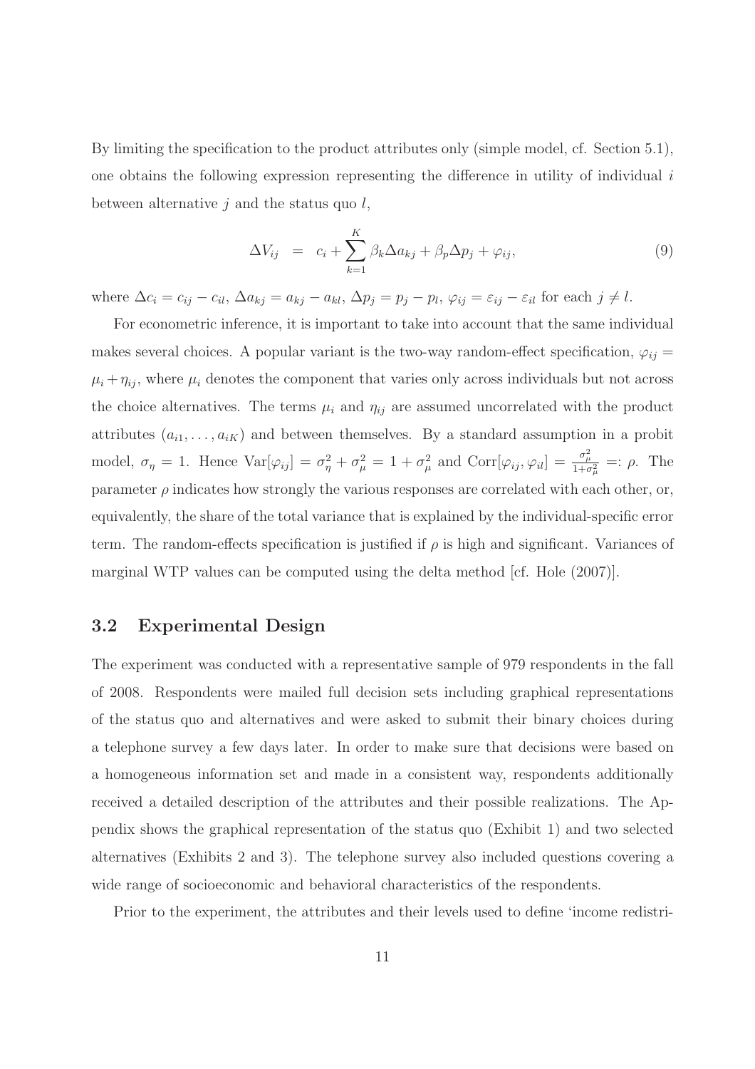By limiting the specification to the product attributes only (simple model, cf. Section 5.1), one obtains the following expression representing the difference in utility of individual $i$ between alternative $j$ and the status quo $l$,

$$\Delta V_{ij} \;\; = \;\; c_i + \sum_{k=1}^{K} \beta_k \Delta a_{kj} + \beta_p \Delta p_j + \varphi_{ij}, \tag{9}$$

where $\Delta c_i = c_{ij} - c_{il}$, $\Delta a_{kj} = a_{kj} - a_{kl}$, $\Delta p_j = p_j - p_l$, $\varphi_{ij} = \varepsilon_{ij} - \varepsilon_{il}$ for each $j \neq l$.

For econometric inference, it is important to take into account that the same individual makes several choices. A popular variant is the two-way random-effect specification, $\varphi_{ij} = \mu_i + \eta_{ij}$, where $\mu_i$ denotes the component that varies only across individuals but not across the choice alternatives. The terms $\mu_i$ and $\eta_{ij}$ are assumed uncorrelated with the product attributes $(a_{i1}, \ldots, a_{iK})$ and between themselves. By a standard assumption in a probit model, $\sigma_\eta = 1$. Hence $\text{Var}[\varphi_{ij}] = \sigma_\eta^2 + \sigma_\mu^2 = 1 + \sigma_\mu^2$ and $\text{Corr}[\varphi_{ij}, \varphi_{il}] = \frac{\sigma_\mu^2}{1+\sigma_\mu^2} =: \rho$. The parameter $\rho$ indicates how strongly the various responses are correlated with each other, or, equivalently, the share of the total variance that is explained by the individual-specific error term. The random-effects specification is justified if $\rho$ is high and significant. Variances of marginal WTP values can be computed using the delta method [cf. Hole (2007)].

## 3.2 Experimental Design

The experiment was conducted with a representative sample of 979 respondents in the fall of 2008. Respondents were mailed full decision sets including graphical representations of the status quo and alternatives and were asked to submit their binary choices during a telephone survey a few days later. In order to make sure that decisions were based on a homogeneous information set and made in a consistent way, respondents additionally received a detailed description of the attributes and their possible realizations. The Appendix shows the graphical representation of the status quo (Exhibit 1) and two selected alternatives (Exhibits 2 and 3). The telephone survey also included questions covering a wide range of socioeconomic and behavioral characteristics of the respondents.

Prior to the experiment, the attributes and their levels used to define 'income redistri-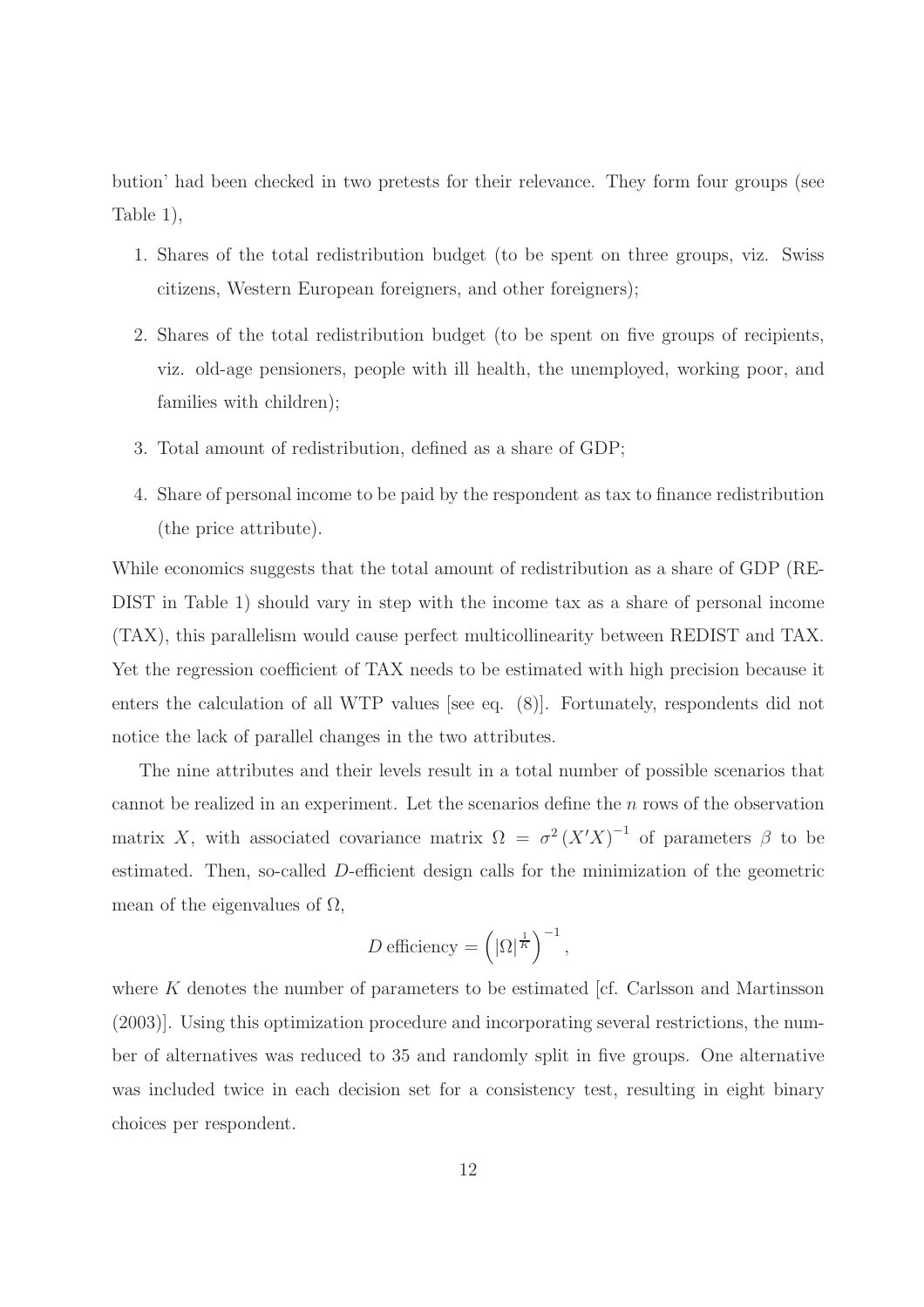bution' had been checked in two pretests for their relevance. They form four groups (see Table 1),

1. Shares of the total redistribution budget (to be spent on three groups, viz. Swiss citizens, Western European foreigners, and other foreigners);
2. Shares of the total redistribution budget (to be spent on five groups of recipients, viz. old-age pensioners, people with ill health, the unemployed, working poor, and families with children);
3. Total amount of redistribution, defined as a share of GDP;
4. Share of personal income to be paid by the respondent as tax to finance redistribution (the price attribute).

While economics suggests that the total amount of redistribution as a share of GDP (REDIST in Table 1) should vary in step with the income tax as a share of personal income (TAX), this parallelism would cause perfect multicollinearity between REDIST and TAX. Yet the regression coefficient of TAX needs to be estimated with high precision because it enters the calculation of all WTP values [see eq. (8)]. Fortunately, respondents did not notice the lack of parallel changes in the two attributes.

The nine attributes and their levels result in a total number of possible scenarios that cannot be realized in an experiment. Let the scenarios define the $n$ rows of the observation matrix $X$, with associated covariance matrix $\Omega = \sigma^2 (X'X)^{-1}$ of parameters $\beta$ to be estimated. Then, so-called $D$-efficient design calls for the minimization of the geometric mean of the eigenvalues of $\Omega$,

$$D \text{ efficiency} = \left( |\Omega|^{\frac{1}{K}} \right)^{-1},$$

where $K$ denotes the number of parameters to be estimated [cf. Carlsson and Martinsson (2003)]. Using this optimization procedure and incorporating several restrictions, the number of alternatives was reduced to 35 and randomly split in five groups. One alternative was included twice in each decision set for a consistency test, resulting in eight binary choices per respondent.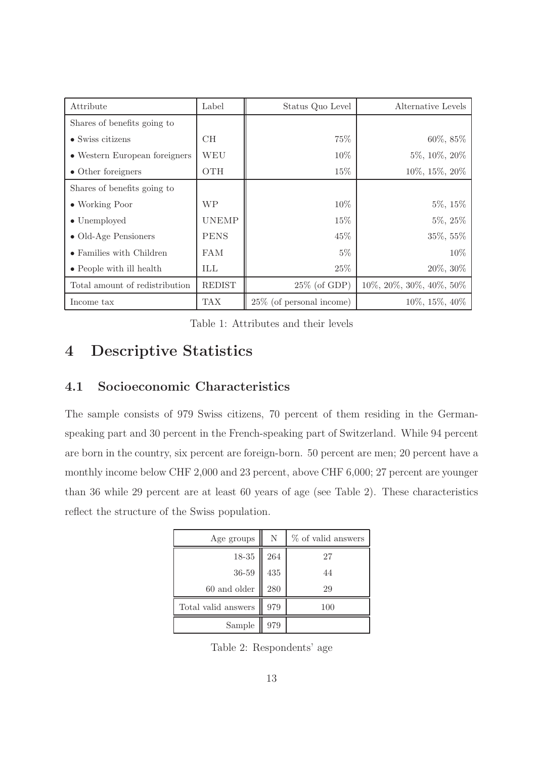| Attribute | Label | Status Quo Level | Alternative Levels |
|---|---|---|---|
| Shares of benefits going to | | | |
| • Swiss citizens | CH | 75% | 60%, 85% |
| • Western European foreigners | WEU | 10% | 5%, 10%, 20% |
| • Other foreigners | OTH | 15% | 10%, 15%, 20% |
| Shares of benefits going to | | | |
| • Working Poor | WP | 10% | 5%, 15% |
| • Unemployed | UNEMP | 15% | 5%, 25% |
| • Old-Age Pensioners | PENS | 45% | 35%, 55% |
| • Families with Children | FAM | 5% | 10% |
| • People with ill health | ILL | 25% | 20%, 30% |
| Total amount of redistribution | REDIST | 25% (of GDP) | 10%, 20%, 30%, 40%, 50% |
| Income tax | TAX | 25% (of personal income) | 10%, 15%, 40% |

Table 1: Attributes and their levels

# 4 Descriptive Statistics

## 4.1 Socioeconomic Characteristics

The sample consists of 979 Swiss citizens, 70 percent of them residing in the German-speaking part and 30 percent in the French-speaking part of Switzerland. While 94 percent are born in the country, six percent are foreign-born. 50 percent are men; 20 percent have a monthly income below CHF 2,000 and 23 percent, above CHF 6,000; 27 percent are younger than 36 while 29 percent are at least 60 years of age (see Table 2). These characteristics reflect the structure of the Swiss population.

| Age groups | N | % of valid answers |
|---|---|---|
| 18-35 | 264 | 27 |
| 36-59 | 435 | 44 |
| 60 and older | 280 | 29 |
| Total valid answers | 979 | 100 |
| Sample | 979 | |

Table 2: Respondents' age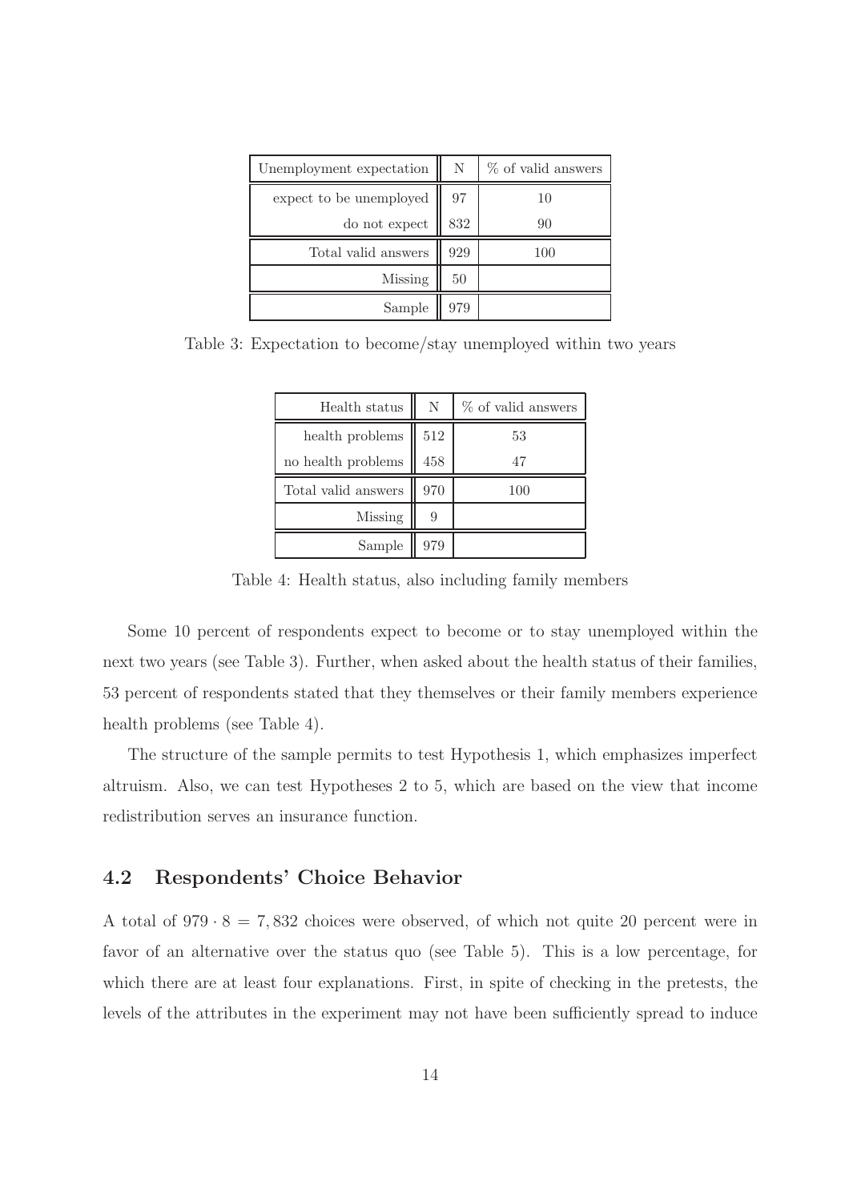| Unemployment expectation | N | % of valid answers |
| --- | --- | --- |
| expect to be unemployed | 97 | 10 |
| do not expect | 832 | 90 |
| Total valid answers | 929 | 100 |
| Missing | 50 | |
| Sample | 979 | |

Table 3: Expectation to become/stay unemployed within two years

| Health status | N | % of valid answers |
| --- | --- | --- |
| health problems | 512 | 53 |
| no health problems | 458 | 47 |
| Total valid answers | 970 | 100 |
| Missing | 9 | |
| Sample | 979 | |

Table 4: Health status, also including family members

Some 10 percent of respondents expect to become or to stay unemployed within the next two years (see Table 3). Further, when asked about the health status of their families, 53 percent of respondents stated that they themselves or their family members experience health problems (see Table 4).

The structure of the sample permits to test Hypothesis 1, which emphasizes imperfect altruism. Also, we can test Hypotheses 2 to 5, which are based on the view that income redistribution serves an insurance function.

## 4.2 Respondents' Choice Behavior

A total of $979 \cdot 8 = 7,832$ choices were observed, of which not quite 20 percent were in favor of an alternative over the status quo (see Table 5). This is a low percentage, for which there are at least four explanations. First, in spite of checking in the pretests, the levels of the attributes in the experiment may not have been sufficiently spread to induce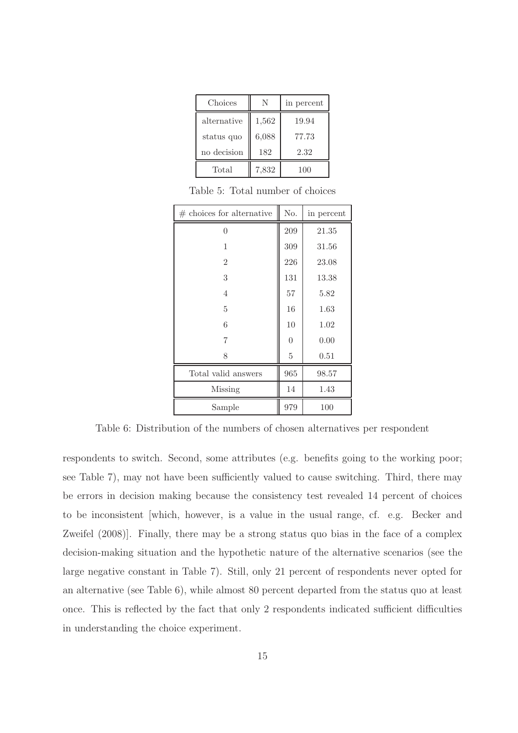| Choices | N | in percent |
|---|---|---|
| alternative | 1,562 | 19.94 |
| status quo | 6,088 | 77.73 |
| no decision | 182 | 2.32 |
| Total | 7,832 | 100 |

Table 5: Total number of choices

| # choices for alternative | No. | in percent |
|---|---|---|
| 0 | 209 | 21.35 |
| 1 | 309 | 31.56 |
| 2 | 226 | 23.08 |
| 3 | 131 | 13.38 |
| 4 | 57 | 5.82 |
| 5 | 16 | 1.63 |
| 6 | 10 | 1.02 |
| 7 | 0 | 0.00 |
| 8 | 5 | 0.51 |
| Total valid answers | 965 | 98.57 |
| Missing | 14 | 1.43 |
| Sample | 979 | 100 |

Table 6: Distribution of the numbers of chosen alternatives per respondent

respondents to switch. Second, some attributes (e.g. benefits going to the working poor; see Table 7), may not have been sufficiently valued to cause switching. Third, there may be errors in decision making because the consistency test revealed 14 percent of choices to be inconsistent [which, however, is a value in the usual range, cf. e.g. Becker and Zweifel (2008)]. Finally, there may be a strong status quo bias in the face of a complex decision-making situation and the hypothetic nature of the alternative scenarios (see the large negative constant in Table 7). Still, only 21 percent of respondents never opted for an alternative (see Table 6), while almost 80 percent departed from the status quo at least once. This is reflected by the fact that only 2 respondents indicated sufficient difficulties in understanding the choice experiment.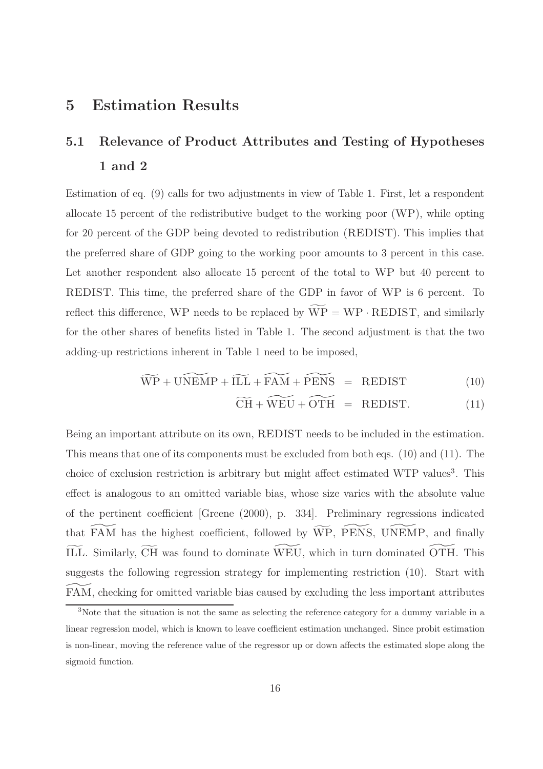# 5 Estimation Results

## 5.1 Relevance of Product Attributes and Testing of Hypotheses 1 and 2

Estimation of eq. (9) calls for two adjustments in view of Table 1. First, let a respondent allocate 15 percent of the redistributive budget to the working poor (WP), while opting for 20 percent of the GDP being devoted to redistribution (REDIST). This implies that the preferred share of GDP going to the working poor amounts to 3 percent in this case. Let another respondent also allocate 15 percent of the total to WP but 40 percent to REDIST. This time, the preferred share of the GDP in favor of WP is 6 percent. To reflect this difference, WP needs to be replaced by $\widetilde{\text{WP}} = \text{WP} \cdot \text{REDIST}$, and similarly for the other shares of benefits listed in Table 1. The second adjustment is that the two adding-up restrictions inherent in Table 1 need to be imposed,

$$\widetilde{\text{WP}} + \widetilde{\text{UNEMP}} + \widetilde{\text{ILL}} + \widetilde{\text{FAM}} + \widetilde{\text{PENS}} = \text{REDIST} \tag{10}$$

$$\widetilde{\text{CH}} + \widetilde{\text{WEU}} + \widetilde{\text{OTH}} = \text{REDIST}. \tag{11}$$

Being an important attribute on its own, REDIST needs to be included in the estimation. This means that one of its components must be excluded from both eqs. (10) and (11). The choice of exclusion restriction is arbitrary but might affect estimated WTP values[3]. This effect is analogous to an omitted variable bias, whose size varies with the absolute value of the pertinent coefficient [Greene (2000), p. 334]. Preliminary regressions indicated that $\widetilde{\text{FAM}}$ has the highest coefficient, followed by $\widetilde{\text{WP}}$, $\widetilde{\text{PENS}}$, $\widetilde{\text{UNEMP}}$, and finally $\widetilde{\text{ILL}}$. Similarly, $\widetilde{\text{CH}}$ was found to dominate $\widetilde{\text{WEU}}$, which in turn dominated $\widetilde{\text{OTH}}$. This suggests the following regression strategy for implementing restriction (10). Start with $\widetilde{\text{FAM}}$, checking for omitted variable bias caused by excluding the less important attributes

[3]Note that the situation is not the same as selecting the reference category for a dummy variable in a linear regression model, which is known to leave coefficient estimation unchanged. Since probit estimation is non-linear, moving the reference value of the regressor up or down affects the estimated slope along the sigmoid function.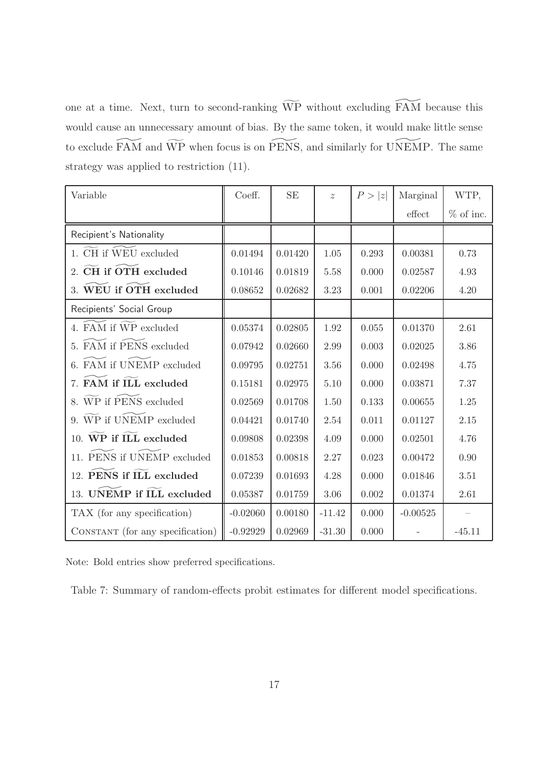one at a time. Next, turn to second-ranking $\widetilde{\text{WP}}$ without excluding $\widetilde{\text{FAM}}$ because this would cause an unnecessary amount of bias. By the same token, it would make little sense to exclude $\widetilde{\text{FAM}}$ and $\widetilde{\text{WP}}$ when focus is on $\widetilde{\text{PENS}}$, and similarly for $\widetilde{\text{UNEMP}}$. The same strategy was applied to restriction (11).

| Variable | Coeff. | SE | $z$ | $P > \|z\|$ | Marginal effect | WTP, % of inc. |
|---|---|---|---|---|---|---|
| Recipient's Nationality | | | | | | |
| 1. $\widetilde{\text{CH}}$ if $\widetilde{\text{WEU}}$ excluded | 0.01494 | 0.01420 | 1.05 | 0.293 | 0.00381 | 0.73 |
| **2. $\widetilde{\text{CH}}$ if $\widetilde{\text{OTH}}$ excluded** | 0.10146 | 0.01819 | 5.58 | 0.000 | 0.02587 | 4.93 |
| **3. $\widetilde{\text{WEU}}$ if $\widetilde{\text{OTH}}$ excluded** | 0.08652 | 0.02682 | 3.23 | 0.001 | 0.02206 | 4.20 |
| Recipients' Social Group | | | | | | |
| 4. $\widetilde{\text{FAM}}$ if $\widetilde{\text{WP}}$ excluded | 0.05374 | 0.02805 | 1.92 | 0.055 | 0.01370 | 2.61 |
| 5. $\widetilde{\text{FAM}}$ if $\widetilde{\text{PENS}}$ excluded | 0.07942 | 0.02660 | 2.99 | 0.003 | 0.02025 | 3.86 |
| 6. $\widetilde{\text{FAM}}$ if $\widetilde{\text{UNEMP}}$ excluded | 0.09795 | 0.02751 | 3.56 | 0.000 | 0.02498 | 4.75 |
| **7. $\widetilde{\text{FAM}}$ if $\widetilde{\text{ILL}}$ excluded** | 0.15181 | 0.02975 | 5.10 | 0.000 | 0.03871 | 7.37 |
| 8. $\widetilde{\text{WP}}$ if $\widetilde{\text{PENS}}$ excluded | 0.02569 | 0.01708 | 1.50 | 0.133 | 0.00655 | 1.25 |
| 9. $\widetilde{\text{WP}}$ if $\widetilde{\text{UNEMP}}$ excluded | 0.04421 | 0.01740 | 2.54 | 0.011 | 0.01127 | 2.15 |
| **10. $\widetilde{\text{WP}}$ if $\widetilde{\text{ILL}}$ excluded** | 0.09808 | 0.02398 | 4.09 | 0.000 | 0.02501 | 4.76 |
| 11. $\widetilde{\text{PENS}}$ if $\widetilde{\text{UNEMP}}$ excluded | 0.01853 | 0.00818 | 2.27 | 0.023 | 0.00472 | 0.90 |
| **12. $\widetilde{\text{PENS}}$ if $\widetilde{\text{ILL}}$ excluded** | 0.07239 | 0.01693 | 4.28 | 0.000 | 0.01846 | 3.51 |
| **13. $\widetilde{\text{UNEMP}}$ if $\widetilde{\text{ILL}}$ excluded** | 0.05387 | 0.01759 | 3.06 | 0.002 | 0.01374 | 2.61 |
| TAX (for any specification) | -0.02060 | 0.00180 | -11.42 | 0.000 | -0.00525 | – |
| CONSTANT (for any specification) | -0.92929 | 0.02969 | -31.30 | 0.000 | - | -45.11 |

Note: Bold entries show preferred specifications.

Table 7: Summary of random-effects probit estimates for different model specifications.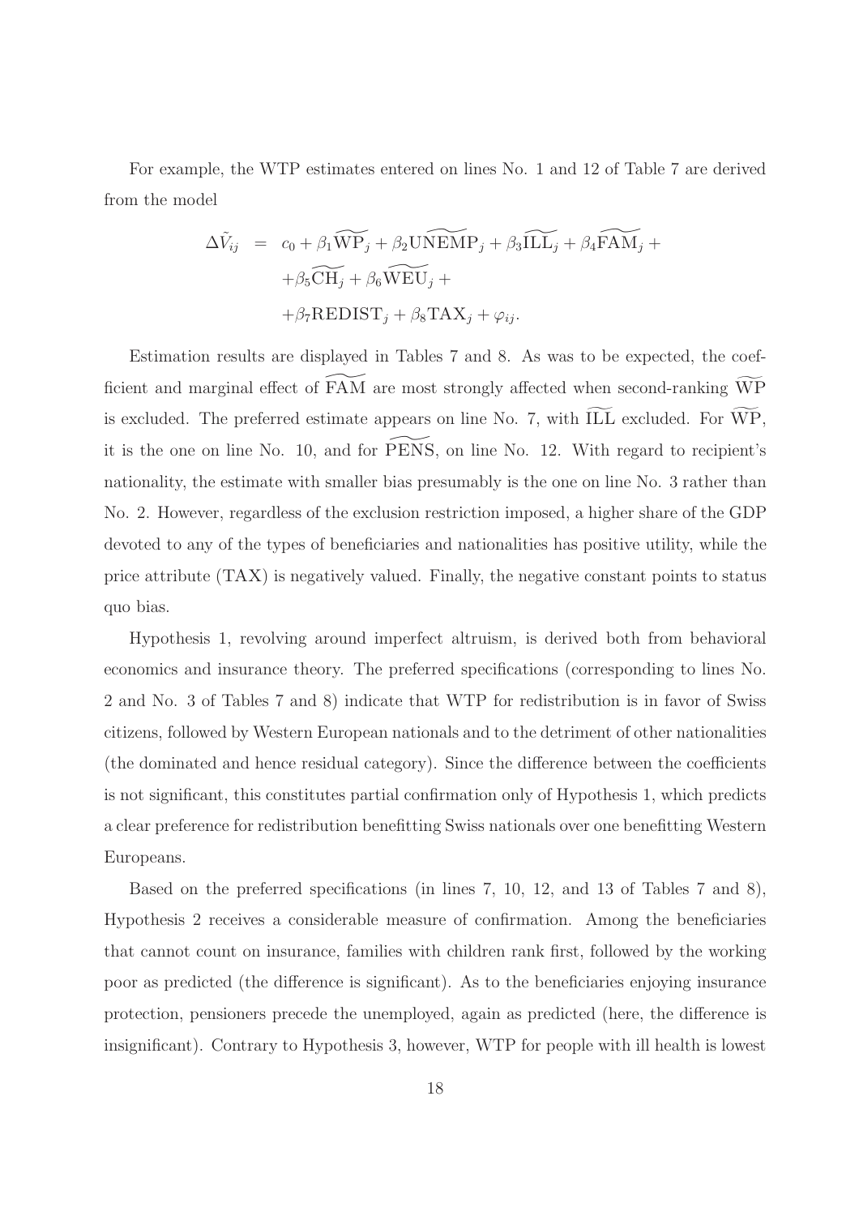For example, the WTP estimates entered on lines No. 1 and 12 of Table 7 are derived from the model

$$
\begin{aligned}
\Delta\tilde{V}_{ij} \;=\; & c_0 + \beta_1\widetilde{\mathrm{WP}}_j + \beta_2\widetilde{\mathrm{UNEMP}}_j + \beta_3\widetilde{\mathrm{ILL}}_j + \beta_4\widetilde{\mathrm{FAM}}_j + \\
& + \beta_5\widetilde{\mathrm{CH}}_j + \beta_6\widetilde{\mathrm{WEU}}_j + \\
& + \beta_7\mathrm{REDIST}_j + \beta_8\mathrm{TAX}_j + \varphi_{ij}.
\end{aligned}
$$

Estimation results are displayed in Tables 7 and 8. As was to be expected, the coefficient and marginal effect of $\widetilde{\mathrm{FAM}}$ are most strongly affected when second-ranking $\widetilde{\mathrm{WP}}$ is excluded. The preferred estimate appears on line No. 7, with $\widetilde{\mathrm{ILL}}$ excluded. For $\widetilde{\mathrm{WP}}$, it is the one on line No. 10, and for $\widetilde{\mathrm{PENS}}$, on line No. 12. With regard to recipient's nationality, the estimate with smaller bias presumably is the one on line No. 3 rather than No. 2. However, regardless of the exclusion restriction imposed, a higher share of the GDP devoted to any of the types of beneficiaries and nationalities has positive utility, while the price attribute (TAX) is negatively valued. Finally, the negative constant points to status quo bias.

Hypothesis 1, revolving around imperfect altruism, is derived both from behavioral economics and insurance theory. The preferred specifications (corresponding to lines No. 2 and No. 3 of Tables 7 and 8) indicate that WTP for redistribution is in favor of Swiss citizens, followed by Western European nationals and to the detriment of other nationalities (the dominated and hence residual category). Since the difference between the coefficients is not significant, this constitutes partial confirmation only of Hypothesis 1, which predicts a clear preference for redistribution benefitting Swiss nationals over one benefitting Western Europeans.

Based on the preferred specifications (in lines 7, 10, 12, and 13 of Tables 7 and 8), Hypothesis 2 receives a considerable measure of confirmation. Among the beneficiaries that cannot count on insurance, families with children rank first, followed by the working poor as predicted (the difference is significant). As to the beneficiaries enjoying insurance protection, pensioners precede the unemployed, again as predicted (here, the difference is insignificant). Contrary to Hypothesis 3, however, WTP for people with ill health is lowest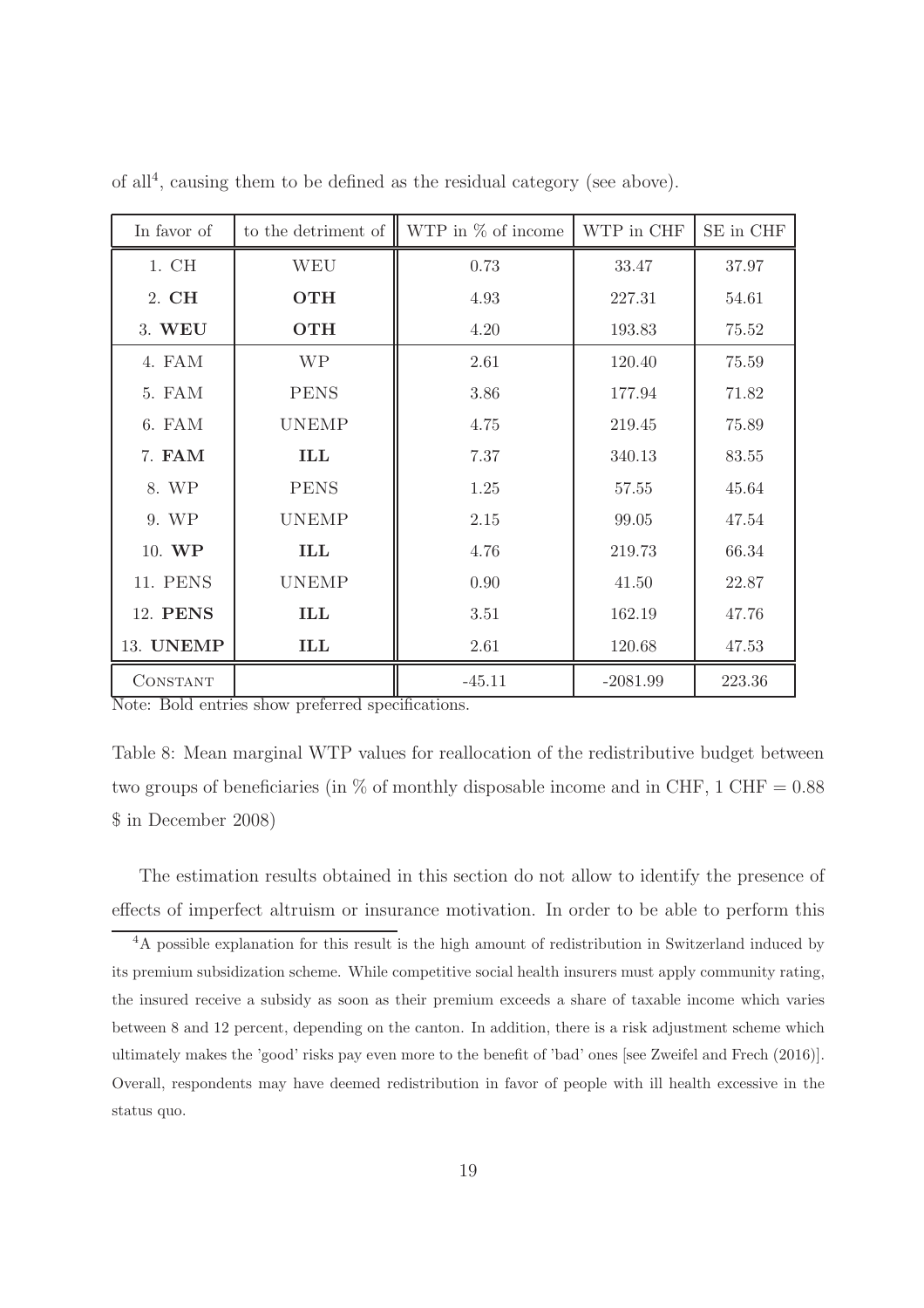of all[4], causing them to be defined as the residual category (see above).

| In favor of | to the detriment of | WTP in % of income | WTP in CHF | SE in CHF |
|---|---|---|---|---|
| 1. CH | WEU | 0.73 | 33.47 | 37.97 |
| 2. **CH** | **OTH** | 4.93 | 227.31 | 54.61 |
| 3. **WEU** | **OTH** | 4.20 | 193.83 | 75.52 |
| 4. FAM | WP | 2.61 | 120.40 | 75.59 |
| 5. FAM | PENS | 3.86 | 177.94 | 71.82 |
| 6. FAM | UNEMP | 4.75 | 219.45 | 75.89 |
| 7. **FAM** | **ILL** | 7.37 | 340.13 | 83.55 |
| 8. WP | PENS | 1.25 | 57.55 | 45.64 |
| 9. WP | UNEMP | 2.15 | 99.05 | 47.54 |
| 10. **WP** | **ILL** | 4.76 | 219.73 | 66.34 |
| 11. PENS | UNEMP | 0.90 | 41.50 | 22.87 |
| 12. **PENS** | **ILL** | 3.51 | 162.19 | 47.76 |
| 13. **UNEMP** | **ILL** | 2.61 | 120.68 | 47.53 |
| CONSTANT | | -45.11 | -2081.99 | 223.36 |

Note: Bold entries show preferred specifications.

Table 8: Mean marginal WTP values for reallocation of the redistributive budget between two groups of beneficiaries (in % of monthly disposable income and in CHF, 1 CHF = 0.88 $ in December 2008)

The estimation results obtained in this section do not allow to identify the presence of effects of imperfect altruism or insurance motivation. In order to be able to perform this

[4] A possible explanation for this result is the high amount of redistribution in Switzerland induced by its premium subsidization scheme. While competitive social health insurers must apply community rating, the insured receive a subsidy as soon as their premium exceeds a share of taxable income which varies between 8 and 12 percent, depending on the canton. In addition, there is a risk adjustment scheme which ultimately makes the 'good' risks pay even more to the benefit of 'bad' ones [see Zweifel and Frech (2016)]. Overall, respondents may have deemed redistribution in favor of people with ill health excessive in the status quo.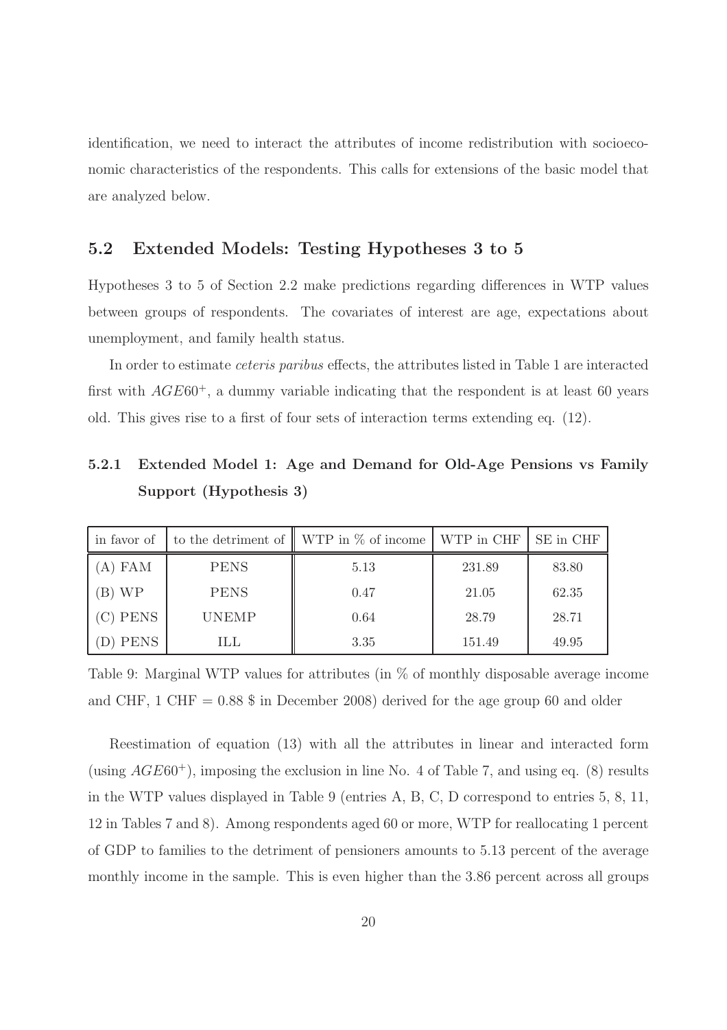identification, we need to interact the attributes of income redistribution with socioeconomic characteristics of the respondents. This calls for extensions of the basic model that are analyzed below.

## 5.2 Extended Models: Testing Hypotheses 3 to 5

Hypotheses 3 to 5 of Section 2.2 make predictions regarding differences in WTP values between groups of respondents. The covariates of interest are age, expectations about unemployment, and family health status.

In order to estimate *ceteris paribus* effects, the attributes listed in Table 1 are interacted first with $AGE60^{+}$, a dummy variable indicating that the respondent is at least 60 years old. This gives rise to a first of four sets of interaction terms extending eq. (12).

### 5.2.1 Extended Model 1: Age and Demand for Old-Age Pensions vs Family Support (Hypothesis 3)

| in favor of | to the detriment of | WTP in % of income | WTP in CHF | SE in CHF |
|---|---|---|---|---|
| (A) FAM | PENS | 5.13 | 231.89 | 83.80 |
| (B) WP | PENS | 0.47 | 21.05 | 62.35 |
| (C) PENS | UNEMP | 0.64 | 28.79 | 28.71 |
| (D) PENS | ILL | 3.35 | 151.49 | 49.95 |

Table 9: Marginal WTP values for attributes (in % of monthly disposable average income and CHF, 1 CHF = 0.88 \$ in December 2008) derived for the age group 60 and older

Reestimation of equation (13) with all the attributes in linear and interacted form (using $AGE60^{+}$), imposing the exclusion in line No. 4 of Table 7, and using eq. (8) results in the WTP values displayed in Table 9 (entries A, B, C, D correspond to entries 5, 8, 11, 12 in Tables 7 and 8). Among respondents aged 60 or more, WTP for reallocating 1 percent of GDP to families to the detriment of pensioners amounts to 5.13 percent of the average monthly income in the sample. This is even higher than the 3.86 percent across all groups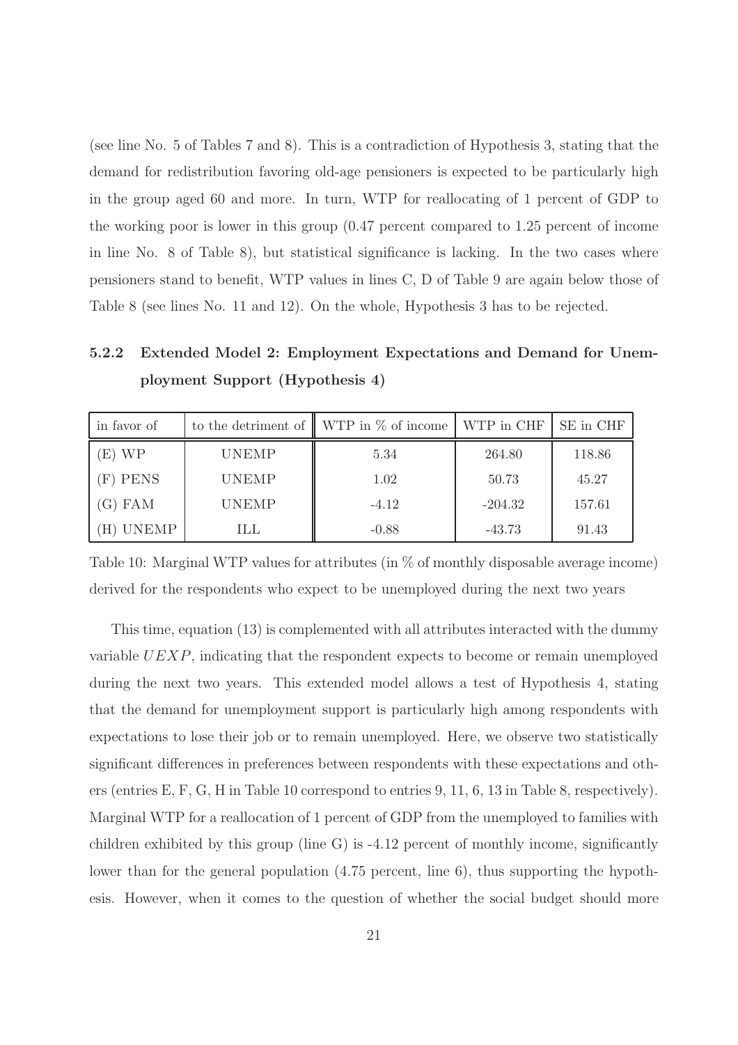(see line No. 5 of Tables 7 and 8). This is a contradiction of Hypothesis 3, stating that the demand for redistribution favoring old-age pensioners is expected to be particularly high in the group aged 60 and more. In turn, WTP for reallocating of 1 percent of GDP to the working poor is lower in this group (0.47 percent compared to 1.25 percent of income in line No. 8 of Table 8), but statistical significance is lacking. In the two cases where pensioners stand to benefit, WTP values in lines C, D of Table 9 are again below those of Table 8 (see lines No. 11 and 12). On the whole, Hypothesis 3 has to be rejected.

### 5.2.2 Extended Model 2: Employment Expectations and Demand for Unemployment Support (Hypothesis 4)

| in favor of | to the detriment of | WTP in % of income | WTP in CHF | SE in CHF |
|---|---|---|---|---|
| (E) WP | UNEMP | 5.34 | 264.80 | 118.86 |
| (F) PENS | UNEMP | 1.02 | 50.73 | 45.27 |
| (G) FAM | UNEMP | -4.12 | -204.32 | 157.61 |
| (H) UNEMP | ILL | -0.88 | -43.73 | 91.43 |

Table 10: Marginal WTP values for attributes (in % of monthly disposable average income) derived for the respondents who expect to be unemployed during the next two years

This time, equation (13) is complemented with all attributes interacted with the dummy variable $UEXP$, indicating that the respondent expects to become or remain unemployed during the next two years. This extended model allows a test of Hypothesis 4, stating that the demand for unemployment support is particularly high among respondents with expectations to lose their job or to remain unemployed. Here, we observe two statistically significant differences in preferences between respondents with these expectations and others (entries E, F, G, H in Table 10 correspond to entries 9, 11, 6, 13 in Table 8, respectively). Marginal WTP for a reallocation of 1 percent of GDP from the unemployed to families with children exhibited by this group (line G) is -4.12 percent of monthly income, significantly lower than for the general population (4.75 percent, line 6), thus supporting the hypothesis. However, when it comes to the question of whether the social budget should more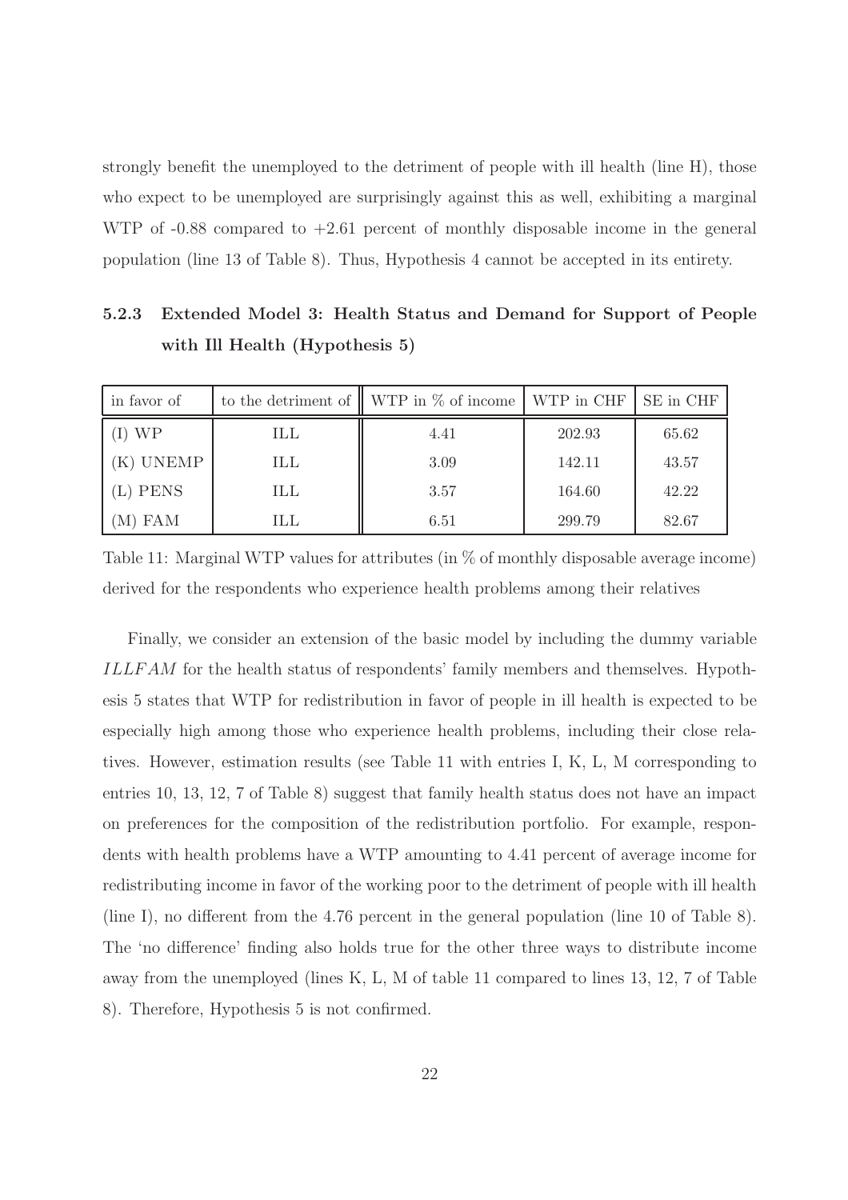strongly benefit the unemployed to the detriment of people with ill health (line H), those who expect to be unemployed are surprisingly against this as well, exhibiting a marginal WTP of -0.88 compared to +2.61 percent of monthly disposable income in the general population (line 13 of Table 8). Thus, Hypothesis 4 cannot be accepted in its entirety.

### 5.2.3 Extended Model 3: Health Status and Demand for Support of People with Ill Health (Hypothesis 5)

| in favor of | to the detriment of | WTP in % of income | WTP in CHF | SE in CHF |
|---|---|---|---|---|
| (I) WP | ILL | 4.41 | 202.93 | 65.62 |
| (K) UNEMP | ILL | 3.09 | 142.11 | 43.57 |
| (L) PENS | ILL | 3.57 | 164.60 | 42.22 |
| (M) FAM | ILL | 6.51 | 299.79 | 82.67 |

Table 11: Marginal WTP values for attributes (in % of monthly disposable average income) derived for the respondents who experience health problems among their relatives

Finally, we consider an extension of the basic model by including the dummy variable $ILLFAM$ for the health status of respondents' family members and themselves. Hypothesis 5 states that WTP for redistribution in favor of people in ill health is expected to be especially high among those who experience health problems, including their close relatives. However, estimation results (see Table 11 with entries I, K, L, M corresponding to entries 10, 13, 12, 7 of Table 8) suggest that family health status does not have an impact on preferences for the composition of the redistribution portfolio. For example, respondents with health problems have a WTP amounting to 4.41 percent of average income for redistributing income in favor of the working poor to the detriment of people with ill health (line I), no different from the 4.76 percent in the general population (line 10 of Table 8). The 'no difference' finding also holds true for the other three ways to distribute income away from the unemployed (lines K, L, M of table 11 compared to lines 13, 12, 7 of Table 8). Therefore, Hypothesis 5 is not confirmed.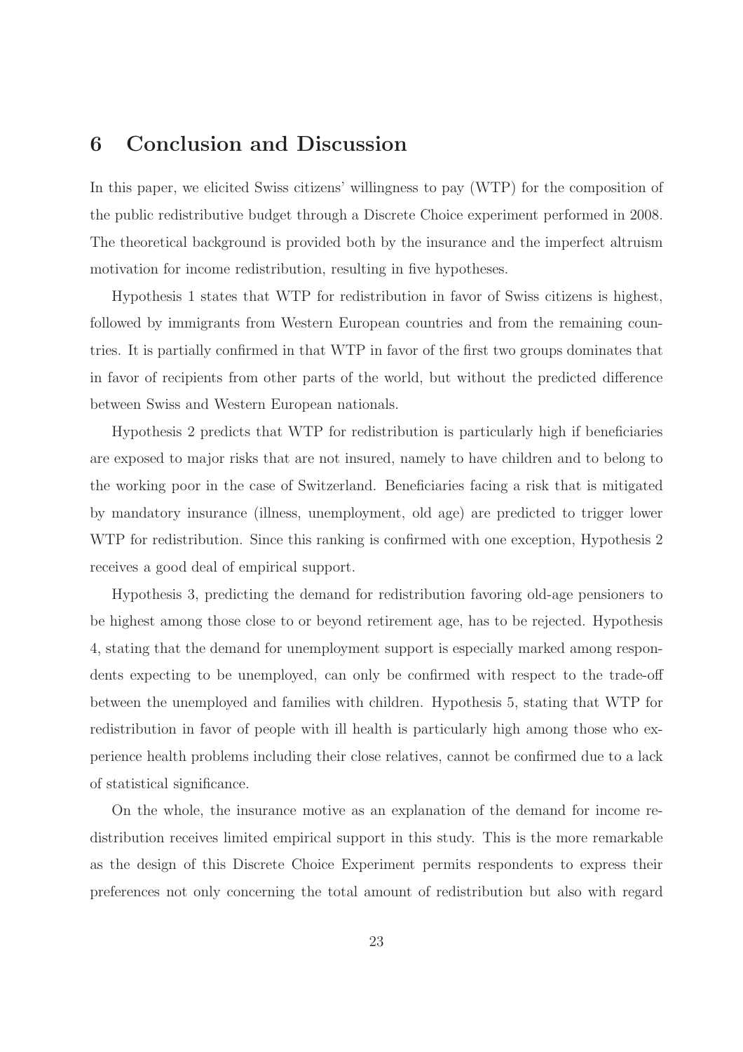## 6 Conclusion and Discussion

In this paper, we elicited Swiss citizens' willingness to pay (WTP) for the composition of the public redistributive budget through a Discrete Choice experiment performed in 2008. The theoretical background is provided both by the insurance and the imperfect altruism motivation for income redistribution, resulting in five hypotheses.

Hypothesis 1 states that WTP for redistribution in favor of Swiss citizens is highest, followed by immigrants from Western European countries and from the remaining countries. It is partially confirmed in that WTP in favor of the first two groups dominates that in favor of recipients from other parts of the world, but without the predicted difference between Swiss and Western European nationals.

Hypothesis 2 predicts that WTP for redistribution is particularly high if beneficiaries are exposed to major risks that are not insured, namely to have children and to belong to the working poor in the case of Switzerland. Beneficiaries facing a risk that is mitigated by mandatory insurance (illness, unemployment, old age) are predicted to trigger lower WTP for redistribution. Since this ranking is confirmed with one exception, Hypothesis 2 receives a good deal of empirical support.

Hypothesis 3, predicting the demand for redistribution favoring old-age pensioners to be highest among those close to or beyond retirement age, has to be rejected. Hypothesis 4, stating that the demand for unemployment support is especially marked among respondents expecting to be unemployed, can only be confirmed with respect to the trade-off between the unemployed and families with children. Hypothesis 5, stating that WTP for redistribution in favor of people with ill health is particularly high among those who experience health problems including their close relatives, cannot be confirmed due to a lack of statistical significance.

On the whole, the insurance motive as an explanation of the demand for income redistribution receives limited empirical support in this study. This is the more remarkable as the design of this Discrete Choice Experiment permits respondents to express their preferences not only concerning the total amount of redistribution but also with regard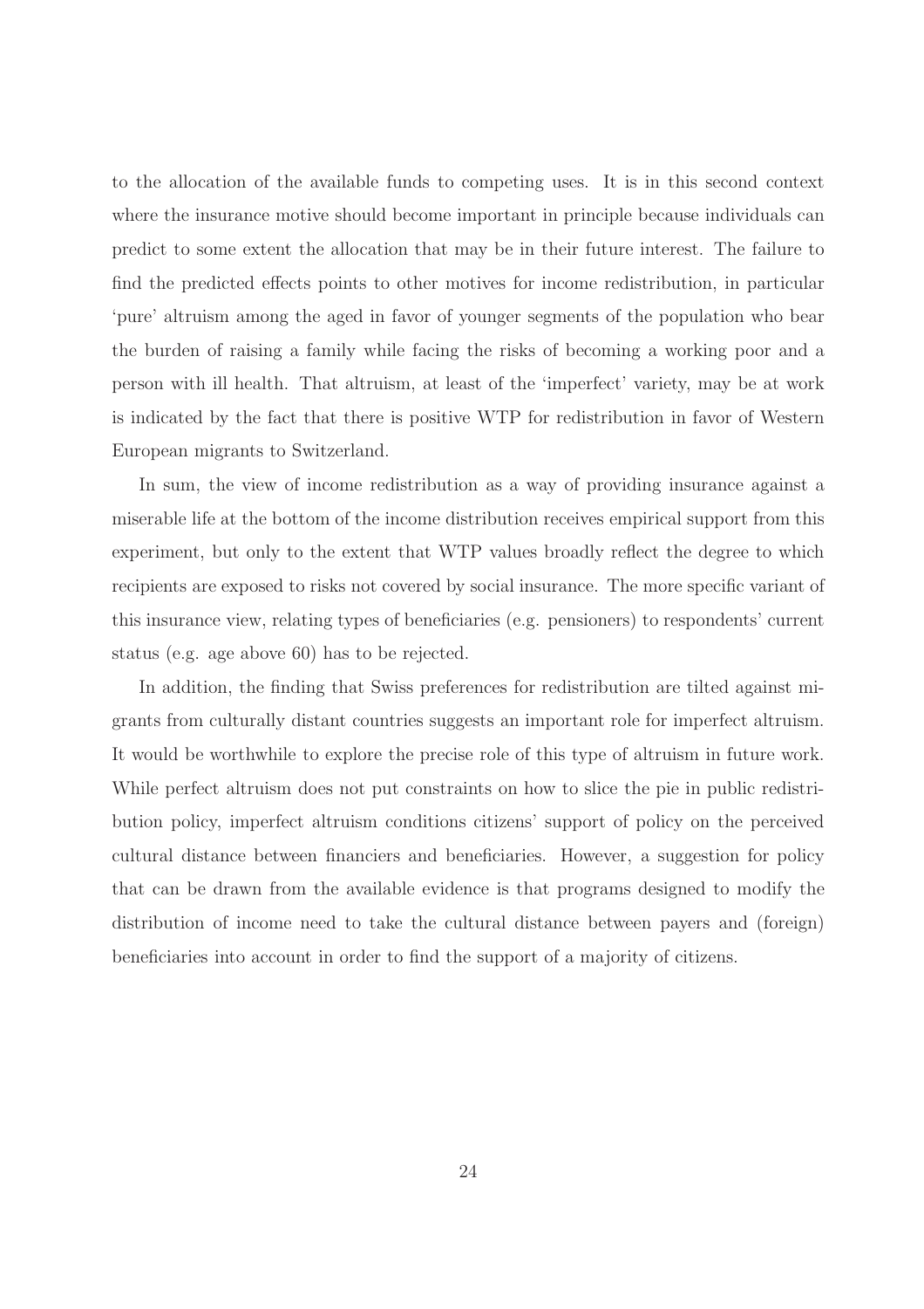to the allocation of the available funds to competing uses. It is in this second context where the insurance motive should become important in principle because individuals can predict to some extent the allocation that may be in their future interest. The failure to find the predicted effects points to other motives for income redistribution, in particular 'pure' altruism among the aged in favor of younger segments of the population who bear the burden of raising a family while facing the risks of becoming a working poor and a person with ill health. That altruism, at least of the 'imperfect' variety, may be at work is indicated by the fact that there is positive WTP for redistribution in favor of Western European migrants to Switzerland.

In sum, the view of income redistribution as a way of providing insurance against a miserable life at the bottom of the income distribution receives empirical support from this experiment, but only to the extent that WTP values broadly reflect the degree to which recipients are exposed to risks not covered by social insurance. The more specific variant of this insurance view, relating types of beneficiaries (e.g. pensioners) to respondents' current status (e.g. age above 60) has to be rejected.

In addition, the finding that Swiss preferences for redistribution are tilted against migrants from culturally distant countries suggests an important role for imperfect altruism. It would be worthwhile to explore the precise role of this type of altruism in future work. While perfect altruism does not put constraints on how to slice the pie in public redistribution policy, imperfect altruism conditions citizens' support of policy on the perceived cultural distance between financiers and beneficiaries. However, a suggestion for policy that can be drawn from the available evidence is that programs designed to modify the distribution of income need to take the cultural distance between payers and (foreign) beneficiaries into account in order to find the support of a majority of citizens.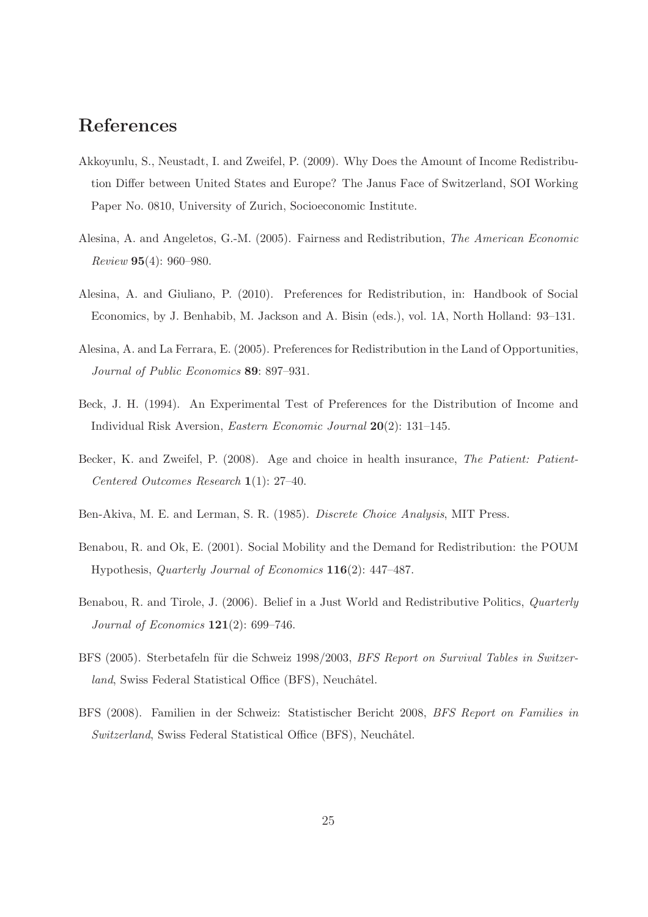# References

Akkoyunlu, S., Neustadt, I. and Zweifel, P. (2009). Why Does the Amount of Income Redistribution Differ between United States and Europe? The Janus Face of Switzerland, SOI Working Paper No. 0810, University of Zurich, Socioeconomic Institute.

Alesina, A. and Angeletos, G.-M. (2005). Fairness and Redistribution, *The American Economic Review* **95**(4): 960–980.

Alesina, A. and Giuliano, P. (2010). Preferences for Redistribution, in: Handbook of Social Economics, by J. Benhabib, M. Jackson and A. Bisin (eds.), vol. 1A, North Holland: 93–131.

Alesina, A. and La Ferrara, E. (2005). Preferences for Redistribution in the Land of Opportunities, *Journal of Public Economics* **89**: 897–931.

Beck, J. H. (1994). An Experimental Test of Preferences for the Distribution of Income and Individual Risk Aversion, *Eastern Economic Journal* **20**(2): 131–145.

Becker, K. and Zweifel, P. (2008). Age and choice in health insurance, *The Patient: Patient-Centered Outcomes Research* **1**(1): 27–40.

Ben-Akiva, M. E. and Lerman, S. R. (1985). *Discrete Choice Analysis*, MIT Press.

Benabou, R. and Ok, E. (2001). Social Mobility and the Demand for Redistribution: the POUM Hypothesis, *Quarterly Journal of Economics* **116**(2): 447–487.

Benabou, R. and Tirole, J. (2006). Belief in a Just World and Redistributive Politics, *Quarterly Journal of Economics* **121**(2): 699–746.

BFS (2005). Sterbetafeln für die Schweiz 1998/2003, *BFS Report on Survival Tables in Switzerland*, Swiss Federal Statistical Office (BFS), Neuchâtel.

BFS (2008). Familien in der Schweiz: Statistischer Bericht 2008, *BFS Report on Families in Switzerland*, Swiss Federal Statistical Office (BFS), Neuchâtel.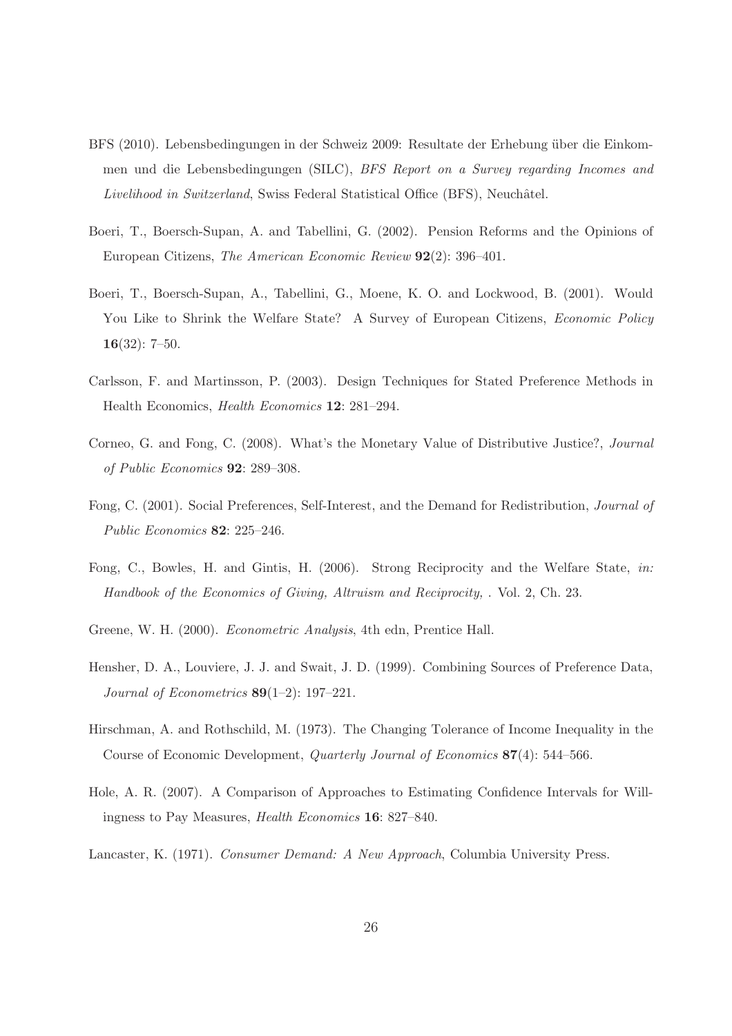BFS (2010). Lebensbedingungen in der Schweiz 2009: Resultate der Erhebung über die Einkommen und die Lebensbedingungen (SILC), *BFS Report on a Survey regarding Incomes and Livelihood in Switzerland*, Swiss Federal Statistical Office (BFS), Neuchâtel.

Boeri, T., Boersch-Supan, A. and Tabellini, G. (2002). Pension Reforms and the Opinions of European Citizens, *The American Economic Review* **92**(2): 396–401.

Boeri, T., Boersch-Supan, A., Tabellini, G., Moene, K. O. and Lockwood, B. (2001). Would You Like to Shrink the Welfare State? A Survey of European Citizens, *Economic Policy* **16**(32): 7–50.

Carlsson, F. and Martinsson, P. (2003). Design Techniques for Stated Preference Methods in Health Economics, *Health Economics* **12**: 281–294.

Corneo, G. and Fong, C. (2008). What's the Monetary Value of Distributive Justice?, *Journal of Public Economics* **92**: 289–308.

Fong, C. (2001). Social Preferences, Self-Interest, and the Demand for Redistribution, *Journal of Public Economics* **82**: 225–246.

Fong, C., Bowles, H. and Gintis, H. (2006). Strong Reciprocity and the Welfare State, *in: Handbook of the Economics of Giving, Altruism and Reciprocity,* . Vol. 2, Ch. 23.

Greene, W. H. (2000). *Econometric Analysis*, 4th edn, Prentice Hall.

Hensher, D. A., Louviere, J. J. and Swait, J. D. (1999). Combining Sources of Preference Data, *Journal of Econometrics* **89**(1–2): 197–221.

Hirschman, A. and Rothschild, M. (1973). The Changing Tolerance of Income Inequality in the Course of Economic Development, *Quarterly Journal of Economics* **87**(4): 544–566.

Hole, A. R. (2007). A Comparison of Approaches to Estimating Confidence Intervals for Willingness to Pay Measures, *Health Economics* **16**: 827–840.

Lancaster, K. (1971). *Consumer Demand: A New Approach*, Columbia University Press.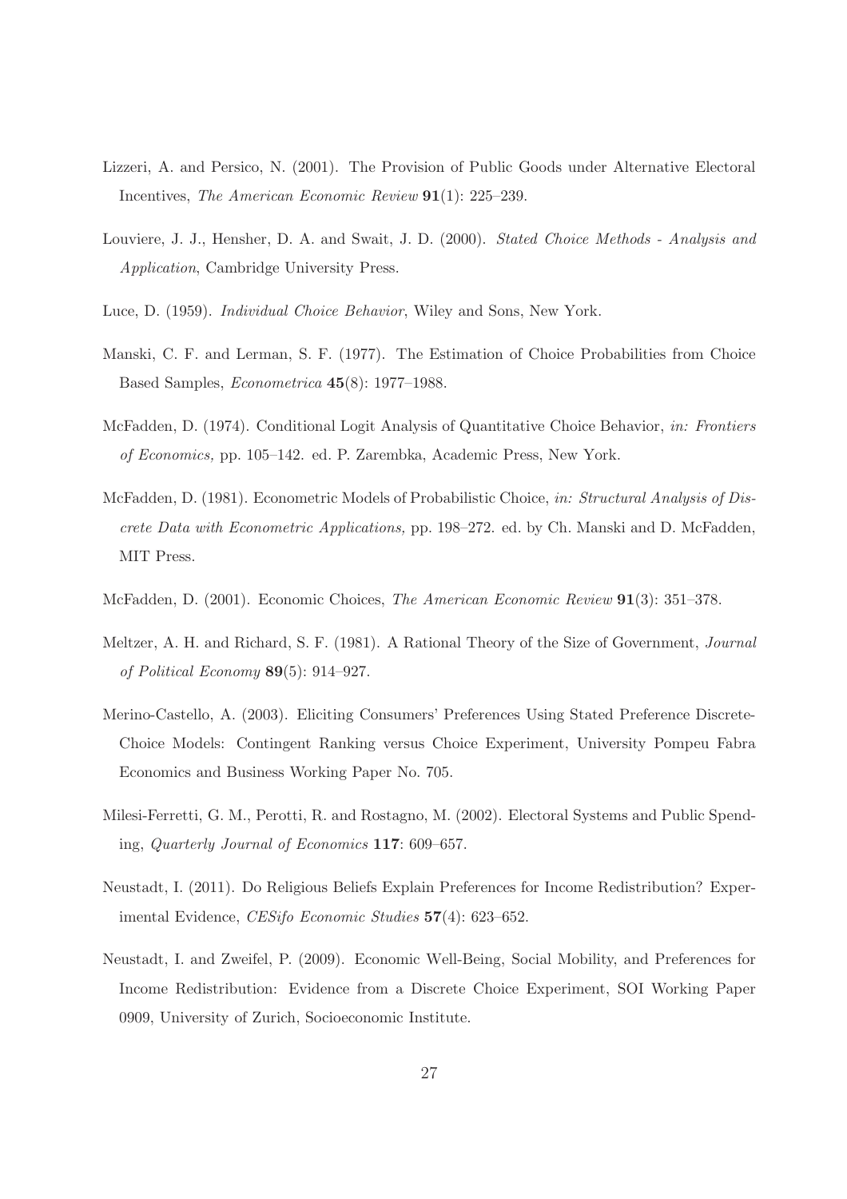Lizzeri, A. and Persico, N. (2001). The Provision of Public Goods under Alternative Electoral Incentives, *The American Economic Review* **91**(1): 225–239.

Louviere, J. J., Hensher, D. A. and Swait, J. D. (2000). *Stated Choice Methods - Analysis and Application*, Cambridge University Press.

Luce, D. (1959). *Individual Choice Behavior*, Wiley and Sons, New York.

Manski, C. F. and Lerman, S. F. (1977). The Estimation of Choice Probabilities from Choice Based Samples, *Econometrica* **45**(8): 1977–1988.

McFadden, D. (1974). Conditional Logit Analysis of Quantitative Choice Behavior, *in: Frontiers of Economics,* pp. 105–142. ed. P. Zarembka, Academic Press, New York.

McFadden, D. (1981). Econometric Models of Probabilistic Choice, *in: Structural Analysis of Discrete Data with Econometric Applications,* pp. 198–272. ed. by Ch. Manski and D. McFadden, MIT Press.

McFadden, D. (2001). Economic Choices, *The American Economic Review* **91**(3): 351–378.

Meltzer, A. H. and Richard, S. F. (1981). A Rational Theory of the Size of Government, *Journal of Political Economy* **89**(5): 914–927.

Merino-Castello, A. (2003). Eliciting Consumers' Preferences Using Stated Preference Discrete-Choice Models: Contingent Ranking versus Choice Experiment, University Pompeu Fabra Economics and Business Working Paper No. 705.

Milesi-Ferretti, G. M., Perotti, R. and Rostagno, M. (2002). Electoral Systems and Public Spending, *Quarterly Journal of Economics* **117**: 609–657.

Neustadt, I. (2011). Do Religious Beliefs Explain Preferences for Income Redistribution? Experimental Evidence, *CESifo Economic Studies* **57**(4): 623–652.

Neustadt, I. and Zweifel, P. (2009). Economic Well-Being, Social Mobility, and Preferences for Income Redistribution: Evidence from a Discrete Choice Experiment, SOI Working Paper 0909, University of Zurich, Socioeconomic Institute.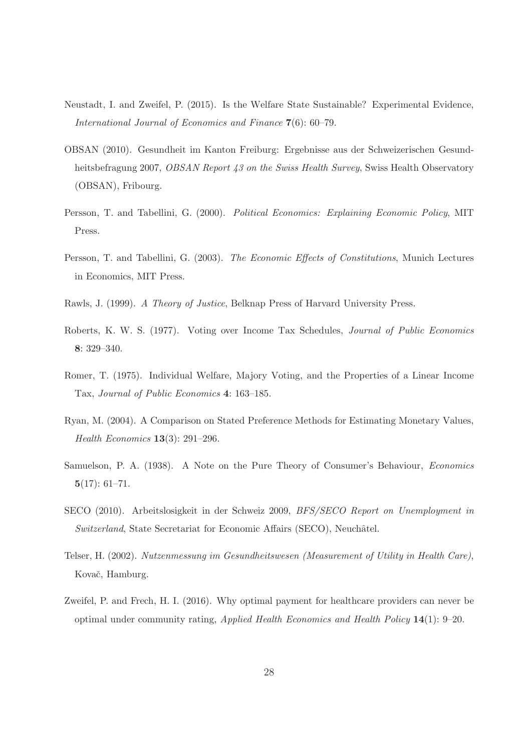Neustadt, I. and Zweifel, P. (2015). Is the Welfare State Sustainable? Experimental Evidence, *International Journal of Economics and Finance* **7**(6): 60–79.

OBSAN (2010). Gesundheit im Kanton Freiburg: Ergebnisse aus der Schweizerischen Gesundheitsbefragung 2007, *OBSAN Report 43 on the Swiss Health Survey*, Swiss Health Observatory (OBSAN), Fribourg.

Persson, T. and Tabellini, G. (2000). *Political Economics: Explaining Economic Policy*, MIT Press.

Persson, T. and Tabellini, G. (2003). *The Economic Effects of Constitutions*, Munich Lectures in Economics, MIT Press.

Rawls, J. (1999). *A Theory of Justice*, Belknap Press of Harvard University Press.

Roberts, K. W. S. (1977). Voting over Income Tax Schedules, *Journal of Public Economics* **8**: 329–340.

Romer, T. (1975). Individual Welfare, Majory Voting, and the Properties of a Linear Income Tax, *Journal of Public Economics* **4**: 163–185.

Ryan, M. (2004). A Comparison on Stated Preference Methods for Estimating Monetary Values, *Health Economics* **13**(3): 291–296.

Samuelson, P. A. (1938). A Note on the Pure Theory of Consumer's Behaviour, *Economics* **5**(17): 61–71.

SECO (2010). Arbeitslosigkeit in der Schweiz 2009, *BFS/SECO Report on Unemployment in Switzerland*, State Secretariat for Economic Affairs (SECO), Neuchâtel.

Telser, H. (2002). *Nutzenmessung im Gesundheitswesen (Measurement of Utility in Health Care)*, Kovač, Hamburg.

Zweifel, P. and Frech, H. I. (2016). Why optimal payment for healthcare providers can never be optimal under community rating, *Applied Health Economics and Health Policy* **14**(1): 9–20.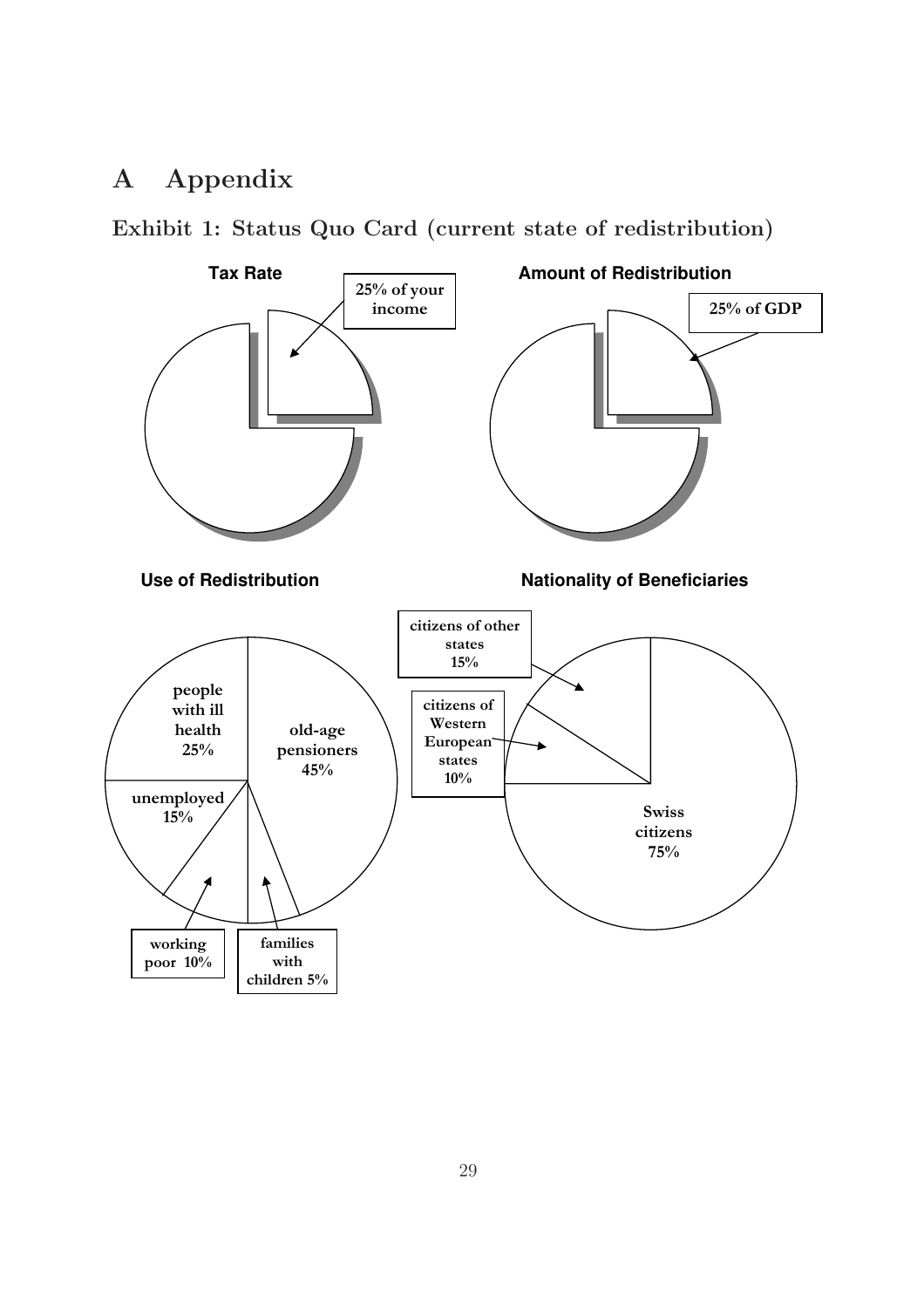# A Appendix

## Exhibit 1: Status Quo Card (current state of redistribution)

**Tax Rate**

25% of your income

**Amount of Redistribution**

25% of GDP

**Use of Redistribution**

- old-age pensioners 45%
- people with ill health 25%
- unemployed 15%
- working poor 10%
- families with children 5%

**Nationality of Beneficiaries**

- Swiss citizens 75%
- citizens of other states 15%
- citizens of Western European states 10%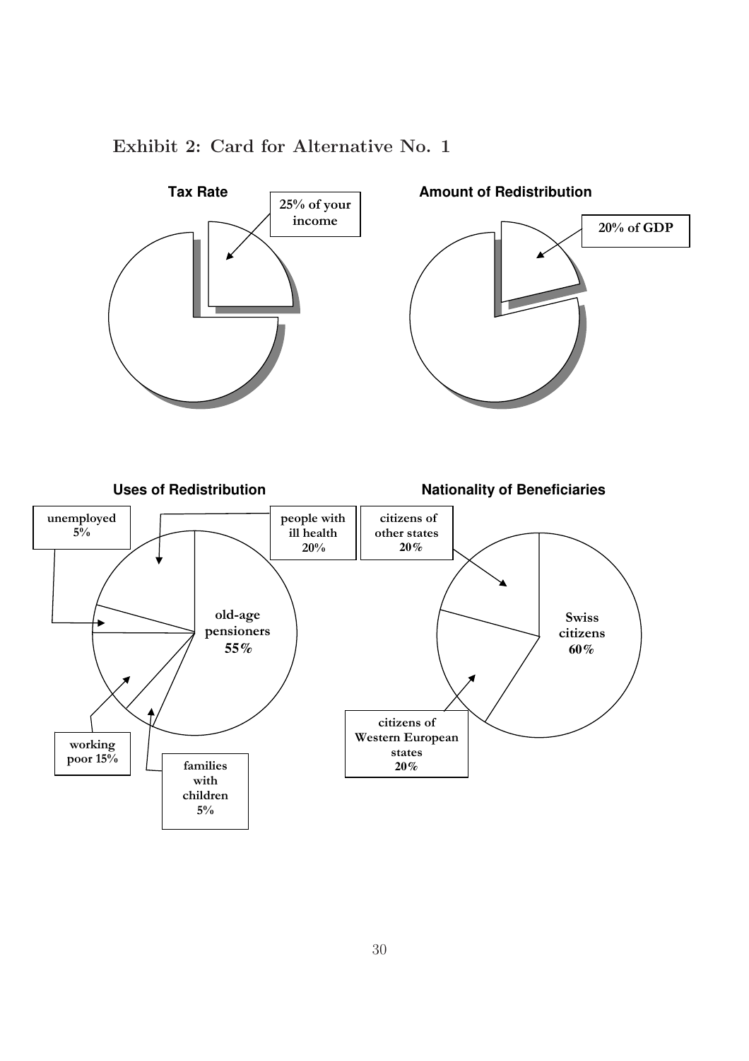## Exhibit 2: Card for Alternative No. 1

**Tax Rate**

25% of your income

**Amount of Redistribution**

20% of GDP

**Uses of Redistribution**

- old-age pensioners 55%
- people with ill health 20%
- unemployed 5%
- working poor 15%
- families with children 5%

**Nationality of Beneficiaries**

- Swiss citizens 60%
- citizens of other states 20%
- citizens of Western European states 20%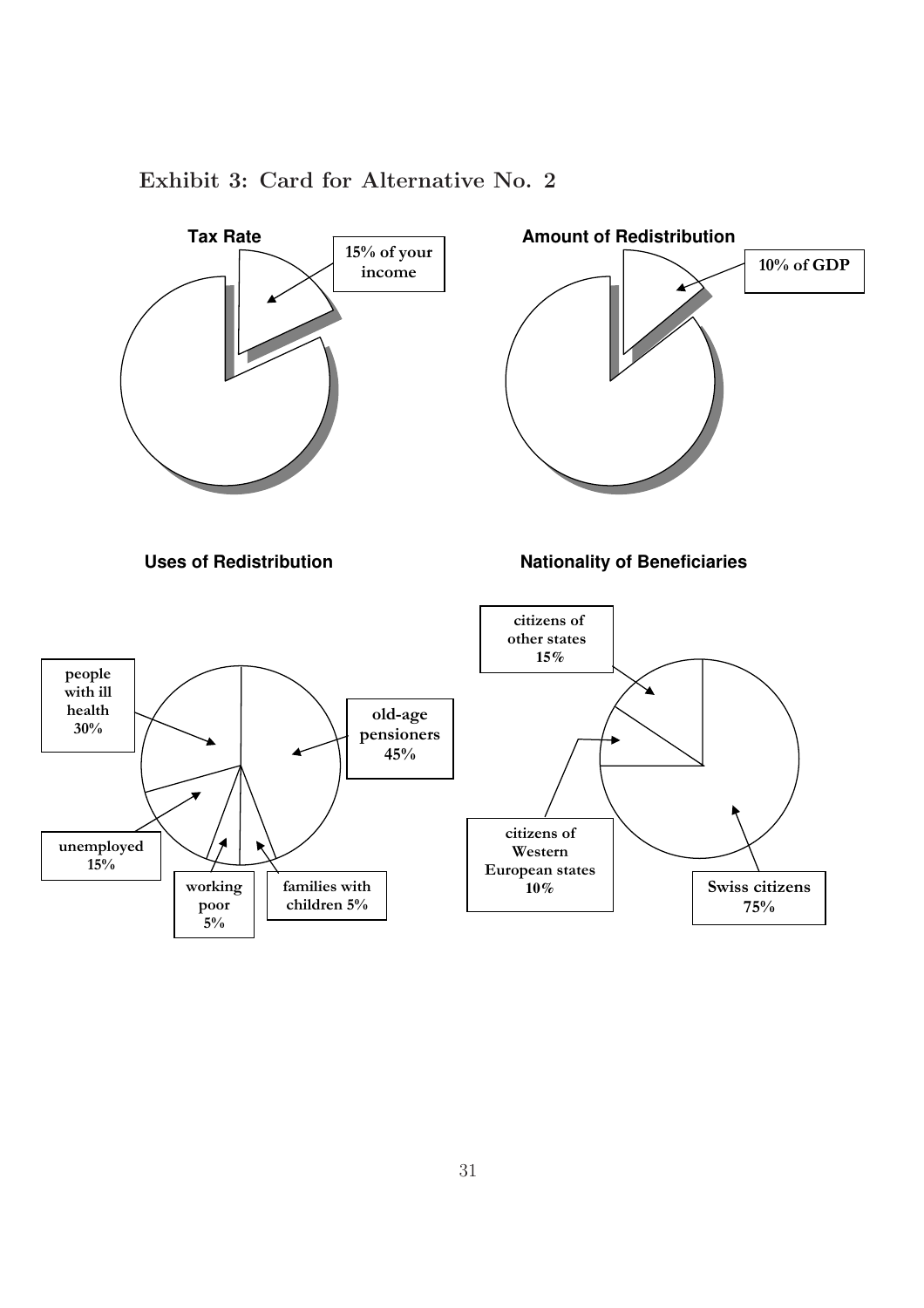## Exhibit 3: Card for Alternative No. 2

**Tax Rate**

15% of your income

**Amount of Redistribution**

10% of GDP

**Uses of Redistribution**

people with ill health 30%

old-age pensioners 45%

unemployed 15%

working poor 5%

families with children 5%

**Nationality of Beneficiaries**

citizens of other states 15%

citizens of Western European states 10%

Swiss citizens 75%